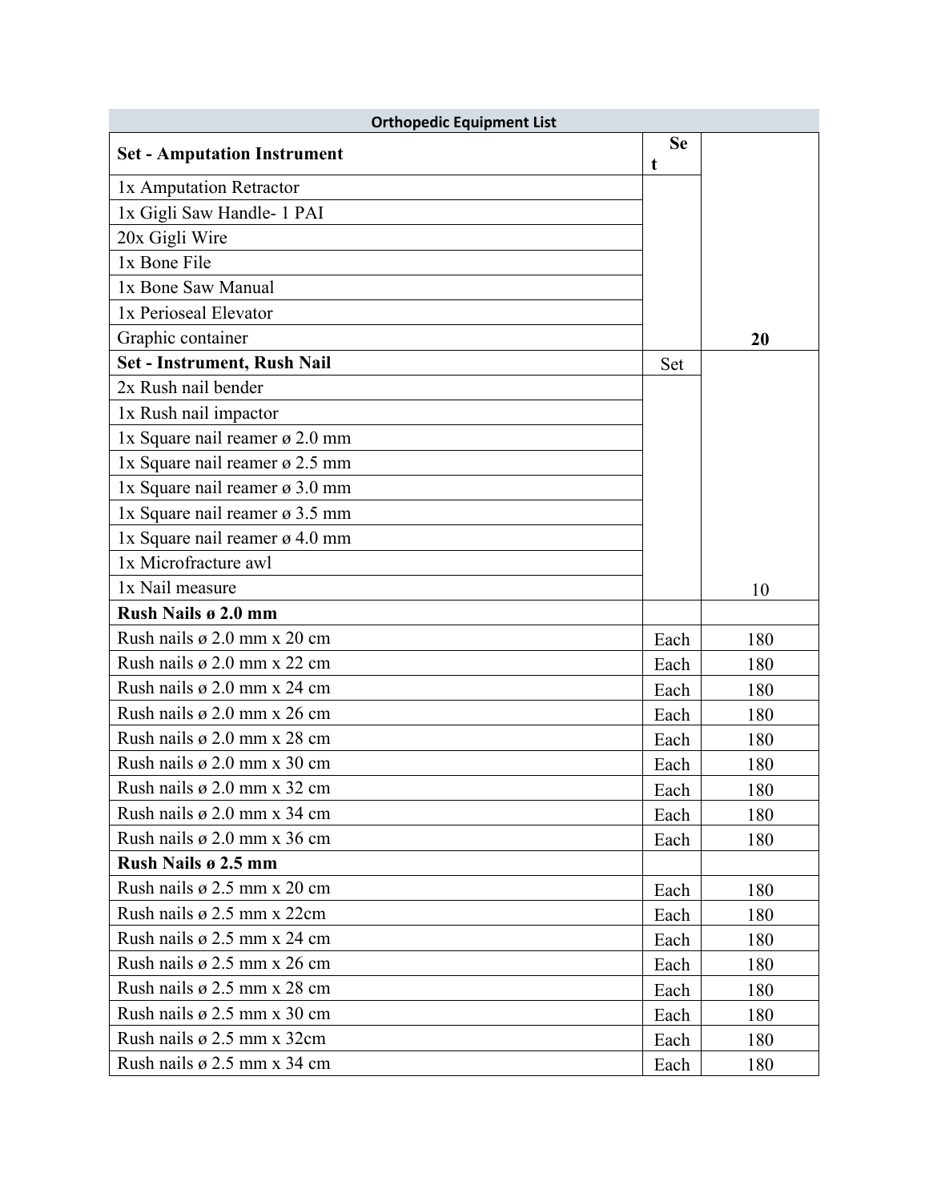| Orthopedic Equipment List | | |
|---|---|---|
| **Set - Amputation Instrument** | **Set** | |
| 1x Amputation Retractor | | |
| 1x Gigli Saw Handle- 1 PAI | | |
| 20x Gigli Wire | | |
| 1x Bone File | | |
| 1x Bone Saw Manual | | |
| 1x Perioseal Elevator | | |
| Graphic container | | **20** |
| **Set - Instrument, Rush Nail** | Set | |
| 2x Rush nail bender | | |
| 1x Rush nail impactor | | |
| 1x Square nail reamer ø 2.0 mm | | |
| 1x Square nail reamer ø 2.5 mm | | |
| 1x Square nail reamer ø 3.0 mm | | |
| 1x Square nail reamer ø 3.5 mm | | |
| 1x Square nail reamer ø 4.0 mm | | |
| 1x Microfracture awl | | |
| 1x Nail measure | | 10 |
| **Rush Nails ø 2.0 mm** | | |
| Rush nails ø 2.0 mm x 20 cm | Each | 180 |
| Rush nails ø 2.0 mm x 22 cm | Each | 180 |
| Rush nails ø 2.0 mm x 24 cm | Each | 180 |
| Rush nails ø 2.0 mm x 26 cm | Each | 180 |
| Rush nails ø 2.0 mm x 28 cm | Each | 180 |
| Rush nails ø 2.0 mm x 30 cm | Each | 180 |
| Rush nails ø 2.0 mm x 32 cm | Each | 180 |
| Rush nails ø 2.0 mm x 34 cm | Each | 180 |
| Rush nails ø 2.0 mm x 36 cm | Each | 180 |
| **Rush Nails ø 2.5 mm** | | |
| Rush nails ø 2.5 mm x 20 cm | Each | 180 |
| Rush nails ø 2.5 mm x 22cm | Each | 180 |
| Rush nails ø 2.5 mm x 24 cm | Each | 180 |
| Rush nails ø 2.5 mm x 26 cm | Each | 180 |
| Rush nails ø 2.5 mm x 28 cm | Each | 180 |
| Rush nails ø 2.5 mm x 30 cm | Each | 180 |
| Rush nails ø 2.5 mm x 32cm | Each | 180 |
| Rush nails ø 2.5 mm x 34 cm | Each | 180 |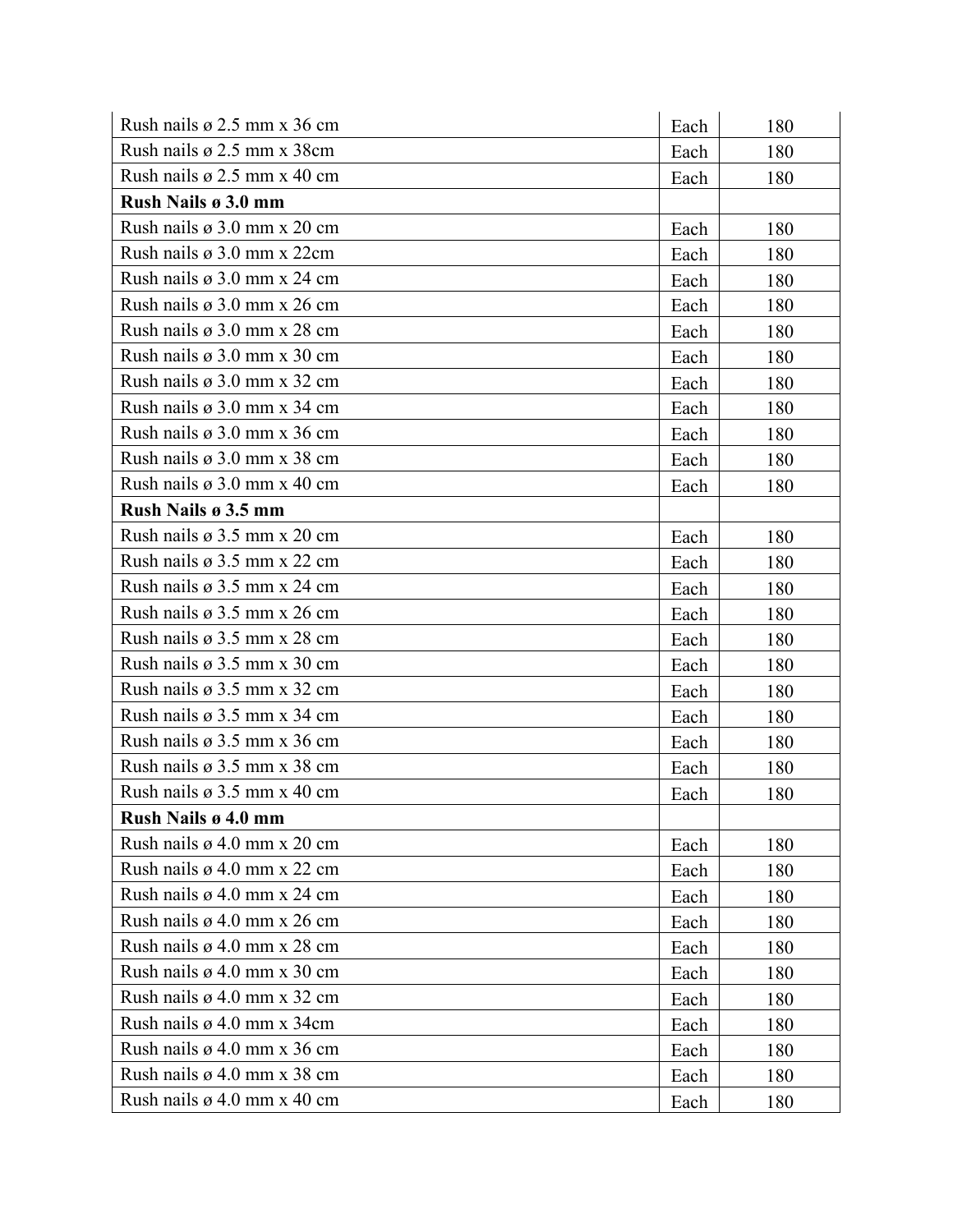| | | |
|---|---|---|
| Rush nails ø 2.5 mm x 36 cm | Each | 180 |
| Rush nails ø 2.5 mm x 38cm | Each | 180 |
| Rush nails ø 2.5 mm x 40 cm | Each | 180 |
| **Rush Nails ø 3.0 mm** | | |
| Rush nails ø 3.0 mm x 20 cm | Each | 180 |
| Rush nails ø 3.0 mm x 22cm | Each | 180 |
| Rush nails ø 3.0 mm x 24 cm | Each | 180 |
| Rush nails ø 3.0 mm x 26 cm | Each | 180 |
| Rush nails ø 3.0 mm x 28 cm | Each | 180 |
| Rush nails ø 3.0 mm x 30 cm | Each | 180 |
| Rush nails ø 3.0 mm x 32 cm | Each | 180 |
| Rush nails ø 3.0 mm x 34 cm | Each | 180 |
| Rush nails ø 3.0 mm x 36 cm | Each | 180 |
| Rush nails ø 3.0 mm x 38 cm | Each | 180 |
| Rush nails ø 3.0 mm x 40 cm | Each | 180 |
| **Rush Nails ø 3.5 mm** | | |
| Rush nails ø 3.5 mm x 20 cm | Each | 180 |
| Rush nails ø 3.5 mm x 22 cm | Each | 180 |
| Rush nails ø 3.5 mm x 24 cm | Each | 180 |
| Rush nails ø 3.5 mm x 26 cm | Each | 180 |
| Rush nails ø 3.5 mm x 28 cm | Each | 180 |
| Rush nails ø 3.5 mm x 30 cm | Each | 180 |
| Rush nails ø 3.5 mm x 32 cm | Each | 180 |
| Rush nails ø 3.5 mm x 34 cm | Each | 180 |
| Rush nails ø 3.5 mm x 36 cm | Each | 180 |
| Rush nails ø 3.5 mm x 38 cm | Each | 180 |
| Rush nails ø 3.5 mm x 40 cm | Each | 180 |
| **Rush Nails ø 4.0 mm** | | |
| Rush nails ø 4.0 mm x 20 cm | Each | 180 |
| Rush nails ø 4.0 mm x 22 cm | Each | 180 |
| Rush nails ø 4.0 mm x 24 cm | Each | 180 |
| Rush nails ø 4.0 mm x 26 cm | Each | 180 |
| Rush nails ø 4.0 mm x 28 cm | Each | 180 |
| Rush nails ø 4.0 mm x 30 cm | Each | 180 |
| Rush nails ø 4.0 mm x 32 cm | Each | 180 |
| Rush nails ø 4.0 mm x 34cm | Each | 180 |
| Rush nails ø 4.0 mm x 36 cm | Each | 180 |
| Rush nails ø 4.0 mm x 38 cm | Each | 180 |
| Rush nails ø 4.0 mm x 40 cm | Each | 180 |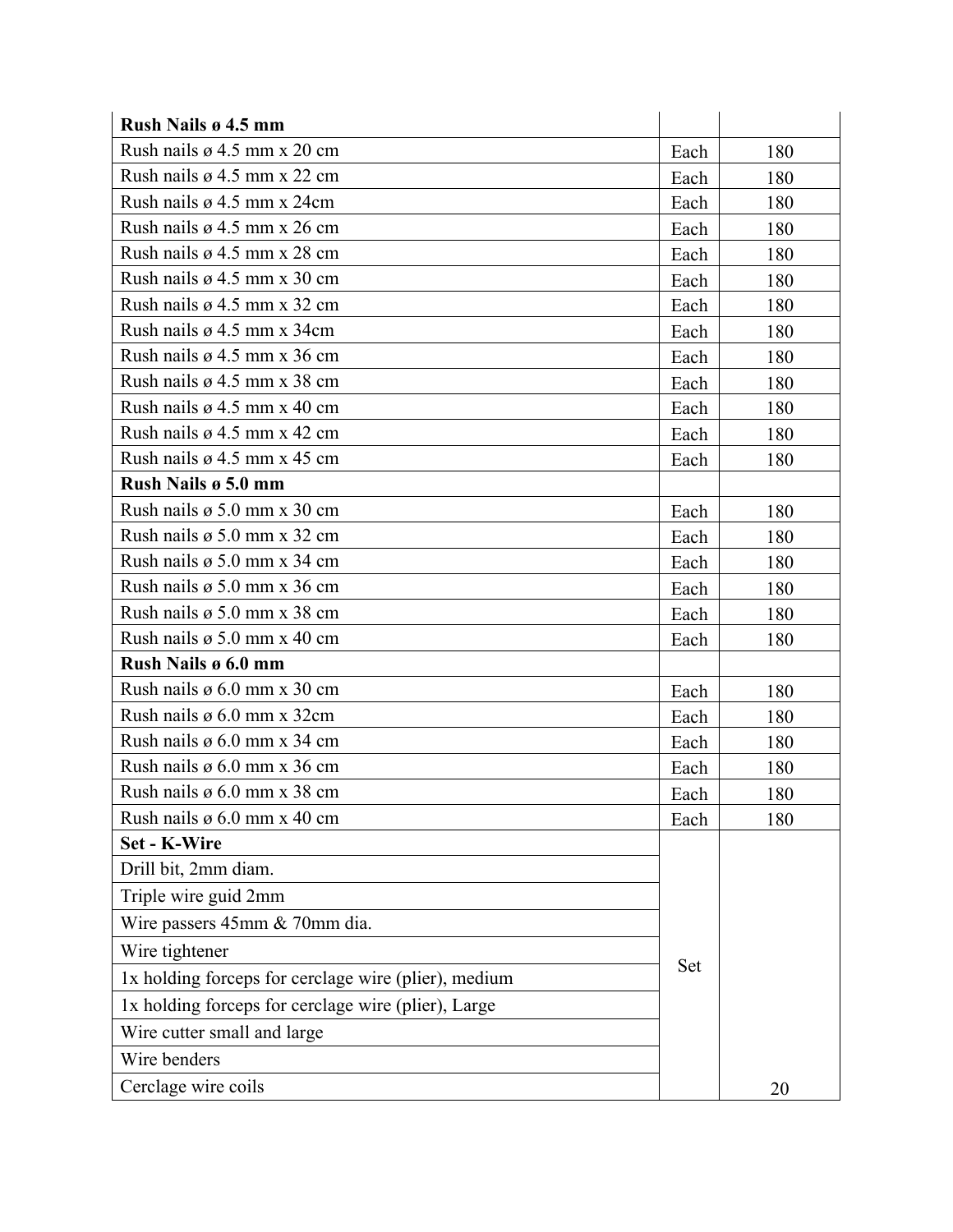| **Rush Nails ø 4.5 mm** | | |
|---|---|---|
| Rush nails ø 4.5 mm x 20 cm | Each | 180 |
| Rush nails ø 4.5 mm x 22 cm | Each | 180 |
| Rush nails ø 4.5 mm x 24cm | Each | 180 |
| Rush nails ø 4.5 mm x 26 cm | Each | 180 |
| Rush nails ø 4.5 mm x 28 cm | Each | 180 |
| Rush nails ø 4.5 mm x 30 cm | Each | 180 |
| Rush nails ø 4.5 mm x 32 cm | Each | 180 |
| Rush nails ø 4.5 mm x 34cm | Each | 180 |
| Rush nails ø 4.5 mm x 36 cm | Each | 180 |
| Rush nails ø 4.5 mm x 38 cm | Each | 180 |
| Rush nails ø 4.5 mm x 40 cm | Each | 180 |
| Rush nails ø 4.5 mm x 42 cm | Each | 180 |
| Rush nails ø 4.5 mm x 45 cm | Each | 180 |
| **Rush Nails ø 5.0 mm** | | |
| Rush nails ø 5.0 mm x 30 cm | Each | 180 |
| Rush nails ø 5.0 mm x 32 cm | Each | 180 |
| Rush nails ø 5.0 mm x 34 cm | Each | 180 |
| Rush nails ø 5.0 mm x 36 cm | Each | 180 |
| Rush nails ø 5.0 mm x 38 cm | Each | 180 |
| Rush nails ø 5.0 mm x 40 cm | Each | 180 |
| **Rush Nails ø 6.0 mm** | | |
| Rush nails ø 6.0 mm x 30 cm | Each | 180 |
| Rush nails ø 6.0 mm x 32cm | Each | 180 |
| Rush nails ø 6.0 mm x 34 cm | Each | 180 |
| Rush nails ø 6.0 mm x 36 cm | Each | 180 |
| Rush nails ø 6.0 mm x 38 cm | Each | 180 |
| Rush nails ø 6.0 mm x 40 cm | Each | 180 |
| **Set - K-Wire** | Set | 20 |
| Drill bit, 2mm diam. | | |
| Triple wire guid 2mm | | |
| Wire passers 45mm & 70mm dia. | | |
| Wire tightener | | |
| 1x holding forceps for cerclage wire (plier), medium | | |
| 1x holding forceps for cerclage wire (plier), Large | | |
| Wire cutter small and large | | |
| Wire benders | | |
| Cerclage wire coils | | |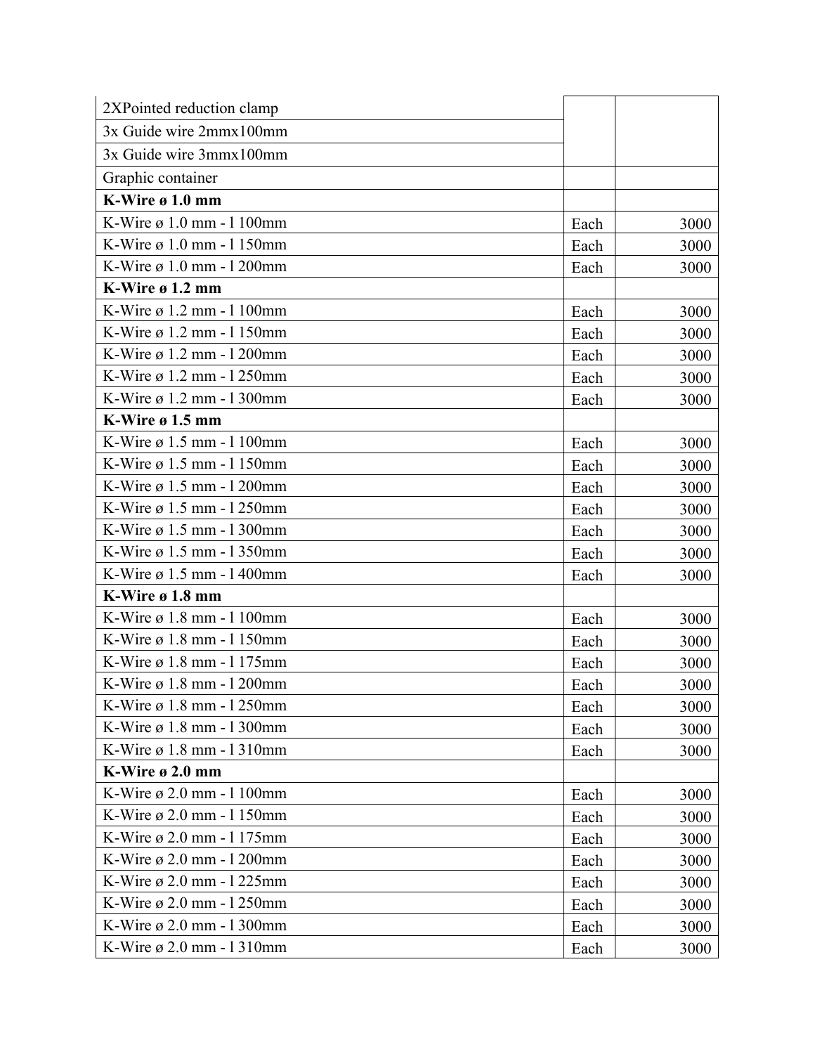| | | |
|---|---|---|
| 2XPointed reduction clamp | | |
| 3x Guide wire 2mmx100mm | | |
| 3x Guide wire 3mmx100mm | | |
| Graphic container | | |
| **K-Wire ø 1.0 mm** | | |
| K-Wire ø 1.0 mm - l 100mm | Each | 3000 |
| K-Wire ø 1.0 mm - l 150mm | Each | 3000 |
| K-Wire ø 1.0 mm - l 200mm | Each | 3000 |
| **K-Wire ø 1.2 mm** | | |
| K-Wire ø 1.2 mm - l 100mm | Each | 3000 |
| K-Wire ø 1.2 mm - l 150mm | Each | 3000 |
| K-Wire ø 1.2 mm - l 200mm | Each | 3000 |
| K-Wire ø 1.2 mm - l 250mm | Each | 3000 |
| K-Wire ø 1.2 mm - l 300mm | Each | 3000 |
| **K-Wire ø 1.5 mm** | | |
| K-Wire ø 1.5 mm - l 100mm | Each | 3000 |
| K-Wire ø 1.5 mm - l 150mm | Each | 3000 |
| K-Wire ø 1.5 mm - l 200mm | Each | 3000 |
| K-Wire ø 1.5 mm - l 250mm | Each | 3000 |
| K-Wire ø 1.5 mm - l 300mm | Each | 3000 |
| K-Wire ø 1.5 mm - l 350mm | Each | 3000 |
| K-Wire ø 1.5 mm - l 400mm | Each | 3000 |
| **K-Wire ø 1.8 mm** | | |
| K-Wire ø 1.8 mm - l 100mm | Each | 3000 |
| K-Wire ø 1.8 mm - l 150mm | Each | 3000 |
| K-Wire ø 1.8 mm - l 175mm | Each | 3000 |
| K-Wire ø 1.8 mm - l 200mm | Each | 3000 |
| K-Wire ø 1.8 mm - l 250mm | Each | 3000 |
| K-Wire ø 1.8 mm - l 300mm | Each | 3000 |
| K-Wire ø 1.8 mm - l 310mm | Each | 3000 |
| **K-Wire ø 2.0 mm** | | |
| K-Wire ø 2.0 mm - l 100mm | Each | 3000 |
| K-Wire ø 2.0 mm - l 150mm | Each | 3000 |
| K-Wire ø 2.0 mm - l 175mm | Each | 3000 |
| K-Wire ø 2.0 mm - l 200mm | Each | 3000 |
| K-Wire ø 2.0 mm - l 225mm | Each | 3000 |
| K-Wire ø 2.0 mm - l 250mm | Each | 3000 |
| K-Wire ø 2.0 mm - l 300mm | Each | 3000 |
| K-Wire ø 2.0 mm - l 310mm | Each | 3000 |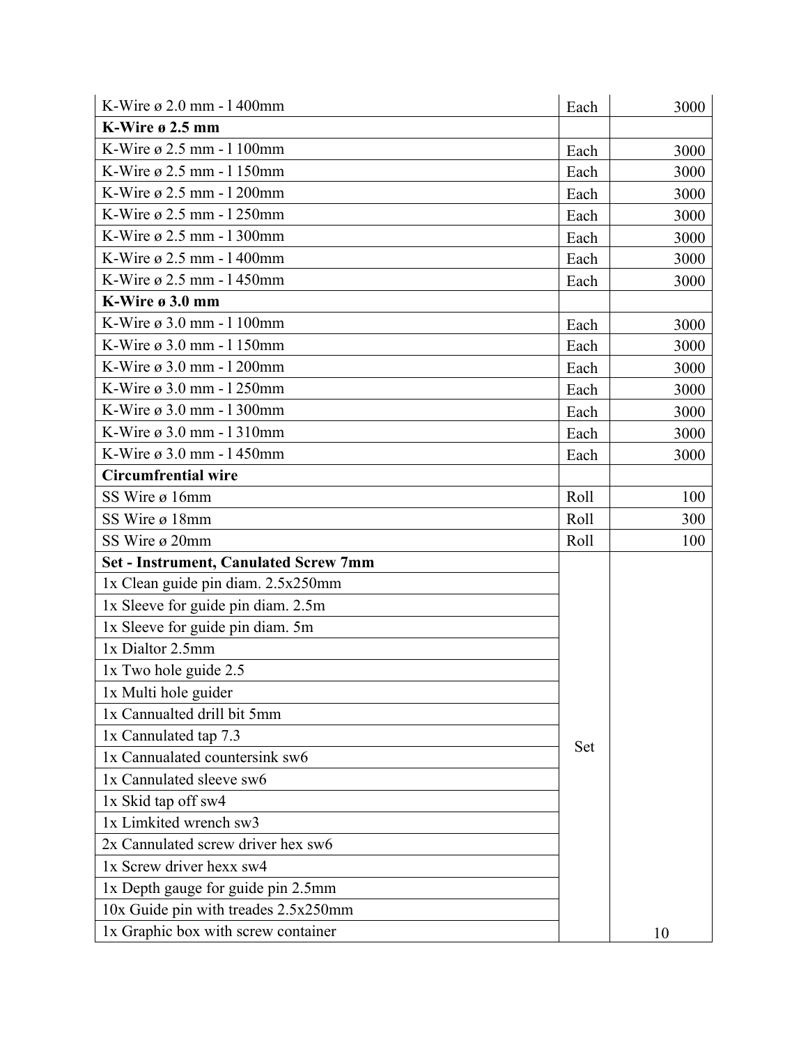| K-Wire ø 2.0 mm - l 400mm | Each | 3000 |
|---|---|---|
| **K-Wire ø 2.5 mm** | | |
| K-Wire ø 2.5 mm - l 100mm | Each | 3000 |
| K-Wire ø 2.5 mm - l 150mm | Each | 3000 |
| K-Wire ø 2.5 mm - l 200mm | Each | 3000 |
| K-Wire ø 2.5 mm - l 250mm | Each | 3000 |
| K-Wire ø 2.5 mm - l 300mm | Each | 3000 |
| K-Wire ø 2.5 mm - l 400mm | Each | 3000 |
| K-Wire ø 2.5 mm - l 450mm | Each | 3000 |
| **K-Wire ø 3.0 mm** | | |
| K-Wire ø 3.0 mm - l 100mm | Each | 3000 |
| K-Wire ø 3.0 mm - l 150mm | Each | 3000 |
| K-Wire ø 3.0 mm - l 200mm | Each | 3000 |
| K-Wire ø 3.0 mm - l 250mm | Each | 3000 |
| K-Wire ø 3.0 mm - l 300mm | Each | 3000 |
| K-Wire ø 3.0 mm - l 310mm | Each | 3000 |
| K-Wire ø 3.0 mm - l 450mm | Each | 3000 |
| **Circumfrential wire** | | |
| SS Wire ø 16mm | Roll | 100 |
| SS Wire ø 18mm | Roll | 300 |
| SS Wire ø 20mm | Roll | 100 |
| **Set - Instrument, Canulated Screw 7mm** | Set | 10 |
| 1x Clean guide pin diam. 2.5x250mm | | |
| 1x Sleeve for guide pin diam. 2.5m | | |
| 1x Sleeve for guide pin diam. 5m | | |
| 1x Dialtor 2.5mm | | |
| 1x Two hole guide 2.5 | | |
| 1x Multi hole guider | | |
| 1x Cannualted drill bit 5mm | | |
| 1x Cannulated tap 7.3 | | |
| 1x Cannualated countersink sw6 | | |
| 1x Cannulated sleeve sw6 | | |
| 1x Skid tap off sw4 | | |
| 1x Limkited wrench sw3 | | |
| 2x Cannulated screw driver hex sw6 | | |
| 1x Screw driver hexx sw4 | | |
| 1x Depth gauge for guide pin 2.5mm | | |
| 10x Guide pin with treades 2.5x250mm | | |
| 1x Graphic box with screw container | | |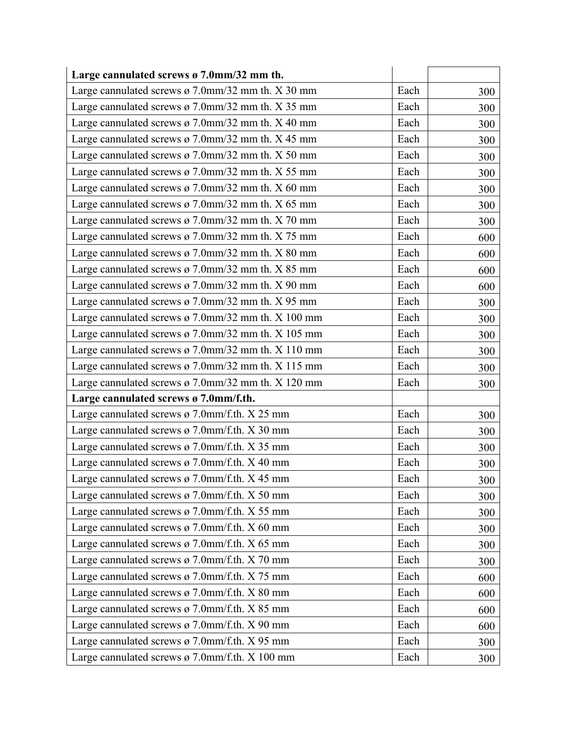| **Large cannulated screws ø 7.0mm/32 mm th.** | | |
|---|---|---|
| Large cannulated screws ø 7.0mm/32 mm th. X 30 mm | Each | 300 |
| Large cannulated screws ø 7.0mm/32 mm th. X 35 mm | Each | 300 |
| Large cannulated screws ø 7.0mm/32 mm th. X 40 mm | Each | 300 |
| Large cannulated screws ø 7.0mm/32 mm th. X 45 mm | Each | 300 |
| Large cannulated screws ø 7.0mm/32 mm th. X 50 mm | Each | 300 |
| Large cannulated screws ø 7.0mm/32 mm th. X 55 mm | Each | 300 |
| Large cannulated screws ø 7.0mm/32 mm th. X 60 mm | Each | 300 |
| Large cannulated screws ø 7.0mm/32 mm th. X 65 mm | Each | 300 |
| Large cannulated screws ø 7.0mm/32 mm th. X 70 mm | Each | 300 |
| Large cannulated screws ø 7.0mm/32 mm th. X 75 mm | Each | 600 |
| Large cannulated screws ø 7.0mm/32 mm th. X 80 mm | Each | 600 |
| Large cannulated screws ø 7.0mm/32 mm th. X 85 mm | Each | 600 |
| Large cannulated screws ø 7.0mm/32 mm th. X 90 mm | Each | 600 |
| Large cannulated screws ø 7.0mm/32 mm th. X 95 mm | Each | 300 |
| Large cannulated screws ø 7.0mm/32 mm th. X 100 mm | Each | 300 |
| Large cannulated screws ø 7.0mm/32 mm th. X 105 mm | Each | 300 |
| Large cannulated screws ø 7.0mm/32 mm th. X 110 mm | Each | 300 |
| Large cannulated screws ø 7.0mm/32 mm th. X 115 mm | Each | 300 |
| Large cannulated screws ø 7.0mm/32 mm th. X 120 mm | Each | 300 |
| **Large cannulated screws ø 7.0mm/f.th.** | | |
| Large cannulated screws ø 7.0mm/f.th. X 25 mm | Each | 300 |
| Large cannulated screws ø 7.0mm/f.th. X 30 mm | Each | 300 |
| Large cannulated screws ø 7.0mm/f.th. X 35 mm | Each | 300 |
| Large cannulated screws ø 7.0mm/f.th. X 40 mm | Each | 300 |
| Large cannulated screws ø 7.0mm/f.th. X 45 mm | Each | 300 |
| Large cannulated screws ø 7.0mm/f.th. X 50 mm | Each | 300 |
| Large cannulated screws ø 7.0mm/f.th. X 55 mm | Each | 300 |
| Large cannulated screws ø 7.0mm/f.th. X 60 mm | Each | 300 |
| Large cannulated screws ø 7.0mm/f.th. X 65 mm | Each | 300 |
| Large cannulated screws ø 7.0mm/f.th. X 70 mm | Each | 300 |
| Large cannulated screws ø 7.0mm/f.th. X 75 mm | Each | 600 |
| Large cannulated screws ø 7.0mm/f.th. X 80 mm | Each | 600 |
| Large cannulated screws ø 7.0mm/f.th. X 85 mm | Each | 600 |
| Large cannulated screws ø 7.0mm/f.th. X 90 mm | Each | 600 |
| Large cannulated screws ø 7.0mm/f.th. X 95 mm | Each | 300 |
| Large cannulated screws ø 7.0mm/f.th. X 100 mm | Each | 300 |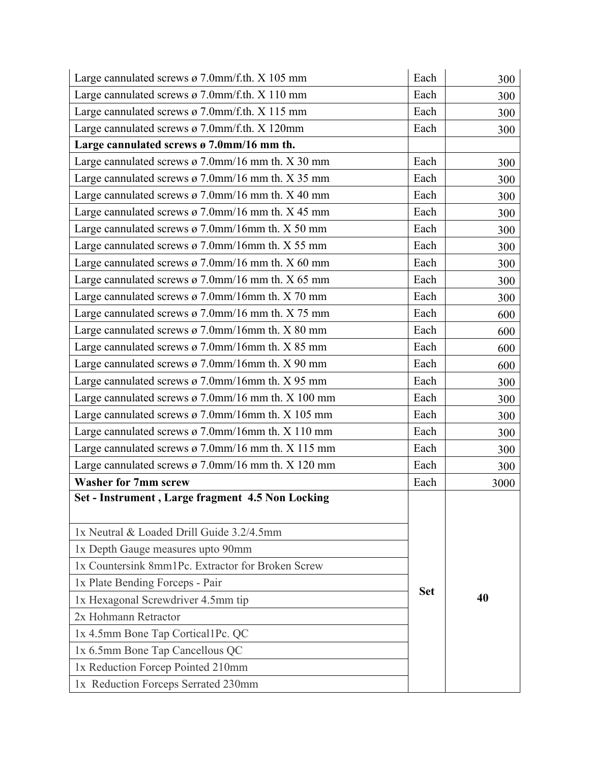| | | |
|---|---|---|
| Large cannulated screws ø 7.0mm/f.th. X 105 mm | Each | 300 |
| Large cannulated screws ø 7.0mm/f.th. X 110 mm | Each | 300 |
| Large cannulated screws ø 7.0mm/f.th. X 115 mm | Each | 300 |
| Large cannulated screws ø 7.0mm/f.th. X 120mm | Each | 300 |
| **Large cannulated screws ø 7.0mm/16 mm th.** | | |
| Large cannulated screws ø 7.0mm/16 mm th. X 30 mm | Each | 300 |
| Large cannulated screws ø 7.0mm/16 mm th. X 35 mm | Each | 300 |
| Large cannulated screws ø 7.0mm/16 mm th. X 40 mm | Each | 300 |
| Large cannulated screws ø 7.0mm/16 mm th. X 45 mm | Each | 300 |
| Large cannulated screws ø 7.0mm/16mm th. X 50 mm | Each | 300 |
| Large cannulated screws ø 7.0mm/16mm th. X 55 mm | Each | 300 |
| Large cannulated screws ø 7.0mm/16 mm th. X 60 mm | Each | 300 |
| Large cannulated screws ø 7.0mm/16 mm th. X 65 mm | Each | 300 |
| Large cannulated screws ø 7.0mm/16mm th. X 70 mm | Each | 300 |
| Large cannulated screws ø 7.0mm/16 mm th. X 75 mm | Each | 600 |
| Large cannulated screws ø 7.0mm/16mm th. X 80 mm | Each | 600 |
| Large cannulated screws ø 7.0mm/16mm th. X 85 mm | Each | 600 |
| Large cannulated screws ø 7.0mm/16mm th. X 90 mm | Each | 600 |
| Large cannulated screws ø 7.0mm/16mm th. X 95 mm | Each | 300 |
| Large cannulated screws ø 7.0mm/16 mm th. X 100 mm | Each | 300 |
| Large cannulated screws ø 7.0mm/16mm th. X 105 mm | Each | 300 |
| Large cannulated screws ø 7.0mm/16mm th. X 110 mm | Each | 300 |
| Large cannulated screws ø 7.0mm/16 mm th. X 115 mm | Each | 300 |
| Large cannulated screws ø 7.0mm/16 mm th. X 120 mm | Each | 300 |
| **Washer for 7mm screw** | Each | 3000 |
| **Set - Instrument , Large fragment 4.5 Non Locking** | **Set** | **40** |
| 1x Neutral & Loaded Drill Guide 3.2/4.5mm | | |
| 1x Depth Gauge measures upto 90mm | | |
| 1x Countersink 8mm1Pc. Extractor for Broken Screw | | |
| 1x Plate Bending Forceps - Pair | | |
| 1x Hexagonal Screwdriver 4.5mm tip | | |
| 2x Hohmann Retractor | | |
| 1x 4.5mm Bone Tap Cortical1Pc. QC | | |
| 1x 6.5mm Bone Tap Cancellous QC | | |
| 1x Reduction Forcep Pointed 210mm | | |
| 1x Reduction Forceps Serrated 230mm | | |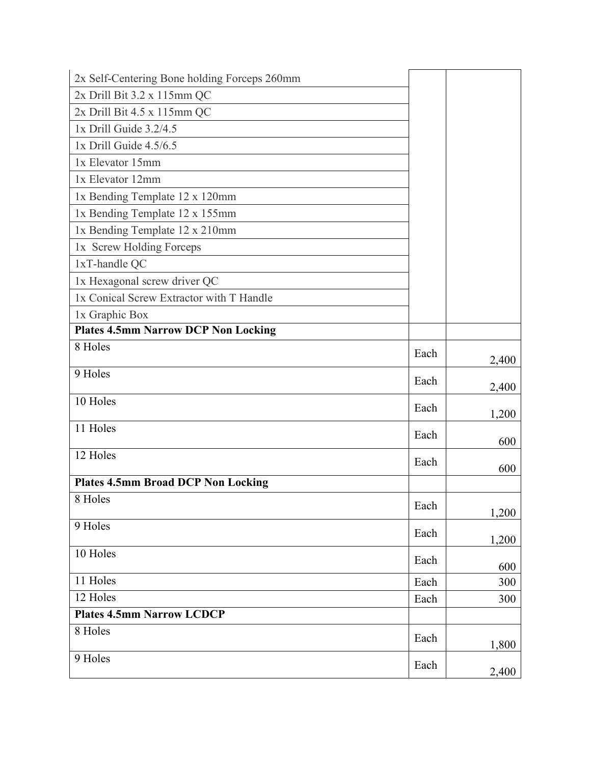| | | |
|---|---|---|
| 2x Self-Centering Bone holding Forceps 260mm | | |
| 2x Drill Bit 3.2 x 115mm QC | | |
| 2x Drill Bit 4.5 x 115mm QC | | |
| 1x Drill Guide 3.2/4.5 | | |
| 1x Drill Guide 4.5/6.5 | | |
| 1x Elevator 15mm | | |
| 1x Elevator 12mm | | |
| 1x Bending Template 12 x 120mm | | |
| 1x Bending Template 12 x 155mm | | |
| 1x Bending Template 12 x 210mm | | |
| 1x Screw Holding Forceps | | |
| 1xT-handle QC | | |
| 1x Hexagonal screw driver QC | | |
| 1x Conical Screw Extractor with T Handle | | |
| 1x Graphic Box | | |
| **Plates 4.5mm Narrow DCP Non Locking** | | |
| 8 Holes | Each | 2,400 |
| 9 Holes | Each | 2,400 |
| 10 Holes | Each | 1,200 |
| 11 Holes | Each | 600 |
| 12 Holes | Each | 600 |
| **Plates 4.5mm Broad DCP Non Locking** | | |
| 8 Holes | Each | 1,200 |
| 9 Holes | Each | 1,200 |
| 10 Holes | Each | 600 |
| 11 Holes | Each | 300 |
| 12 Holes | Each | 300 |
| **Plates 4.5mm Narrow LCDCP** | | |
| 8 Holes | Each | 1,800 |
| 9 Holes | Each | 2,400 |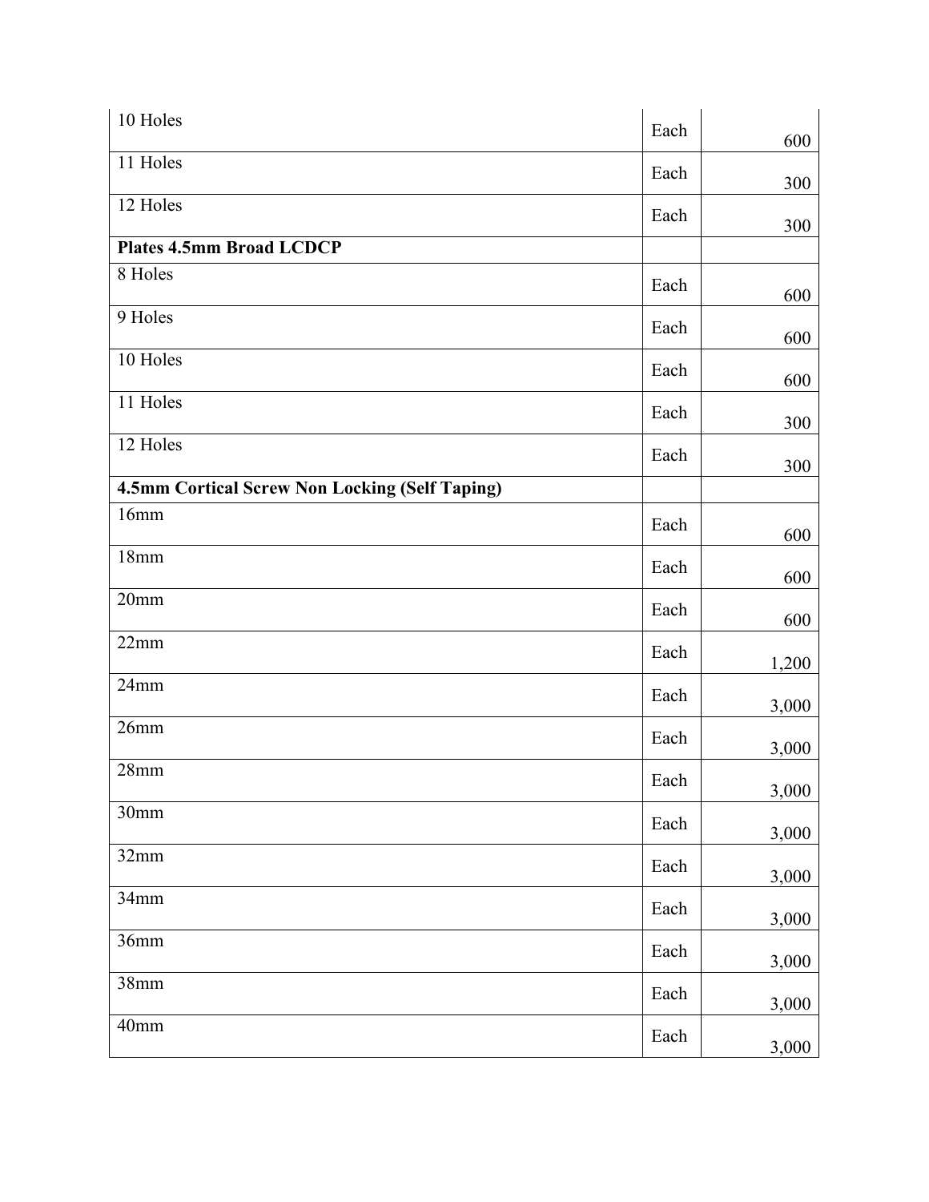| | | |
|---|---|---|
| 10 Holes | Each | 600 |
| 11 Holes | Each | 300 |
| 12 Holes | Each | 300 |
| **Plates 4.5mm Broad LCDCP** | | |
| 8 Holes | Each | 600 |
| 9 Holes | Each | 600 |
| 10 Holes | Each | 600 |
| 11 Holes | Each | 300 |
| 12 Holes | Each | 300 |
| **4.5mm Cortical Screw Non Locking (Self Taping)** | | |
| 16mm | Each | 600 |
| 18mm | Each | 600 |
| 20mm | Each | 600 |
| 22mm | Each | 1,200 |
| 24mm | Each | 3,000 |
| 26mm | Each | 3,000 |
| 28mm | Each | 3,000 |
| 30mm | Each | 3,000 |
| 32mm | Each | 3,000 |
| 34mm | Each | 3,000 |
| 36mm | Each | 3,000 |
| 38mm | Each | 3,000 |
| 40mm | Each | 3,000 |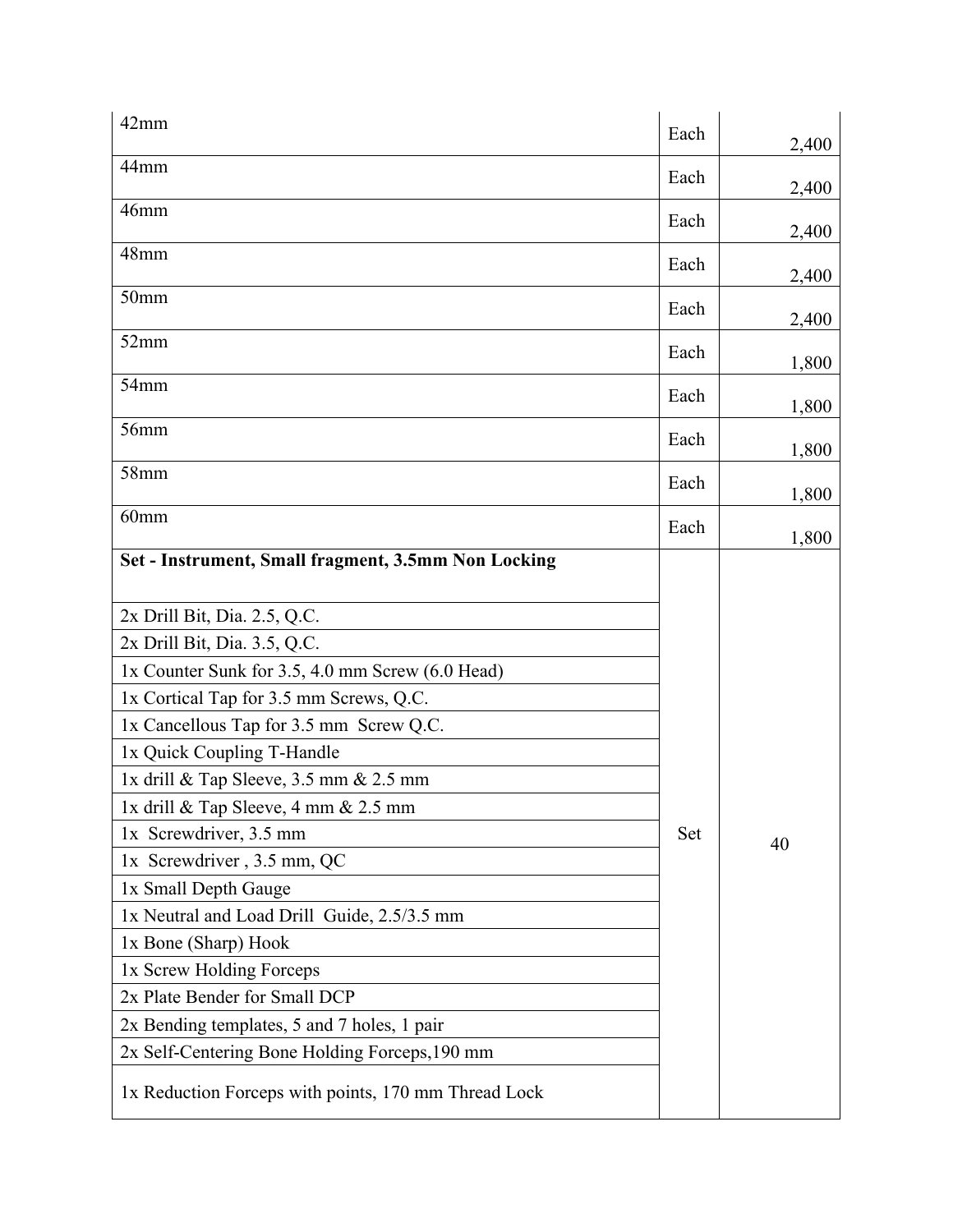| | | |
|---|---|---|
| 42mm | Each | 2,400 |
| 44mm | Each | 2,400 |
| 46mm | Each | 2,400 |
| 48mm | Each | 2,400 |
| 50mm | Each | 2,400 |
| 52mm | Each | 1,800 |
| 54mm | Each | 1,800 |
| 56mm | Each | 1,800 |
| 58mm | Each | 1,800 |
| 60mm | Each | 1,800 |
| **Set - Instrument, Small fragment, 3.5mm Non Locking** | Set | 40 |
| 2x Drill Bit, Dia. 2.5, Q.C. | | |
| 2x Drill Bit, Dia. 3.5, Q.C. | | |
| 1x Counter Sunk for 3.5, 4.0 mm Screw (6.0 Head) | | |
| 1x Cortical Tap for 3.5 mm Screws, Q.C. | | |
| 1x Cancellous Tap for 3.5 mm Screw Q.C. | | |
| 1x Quick Coupling T-Handle | | |
| 1x drill & Tap Sleeve, 3.5 mm & 2.5 mm | | |
| 1x drill & Tap Sleeve, 4 mm & 2.5 mm | | |
| 1x Screwdriver, 3.5 mm | | |
| 1x Screwdriver , 3.5 mm, QC | | |
| 1x Small Depth Gauge | | |
| 1x Neutral and Load Drill Guide, 2.5/3.5 mm | | |
| 1x Bone (Sharp) Hook | | |
| 1x Screw Holding Forceps | | |
| 2x Plate Bender for Small DCP | | |
| 2x Bending templates, 5 and 7 holes, 1 pair | | |
| 2x Self-Centering Bone Holding Forceps,190 mm | | |
| 1x Reduction Forceps with points, 170 mm Thread Lock | | |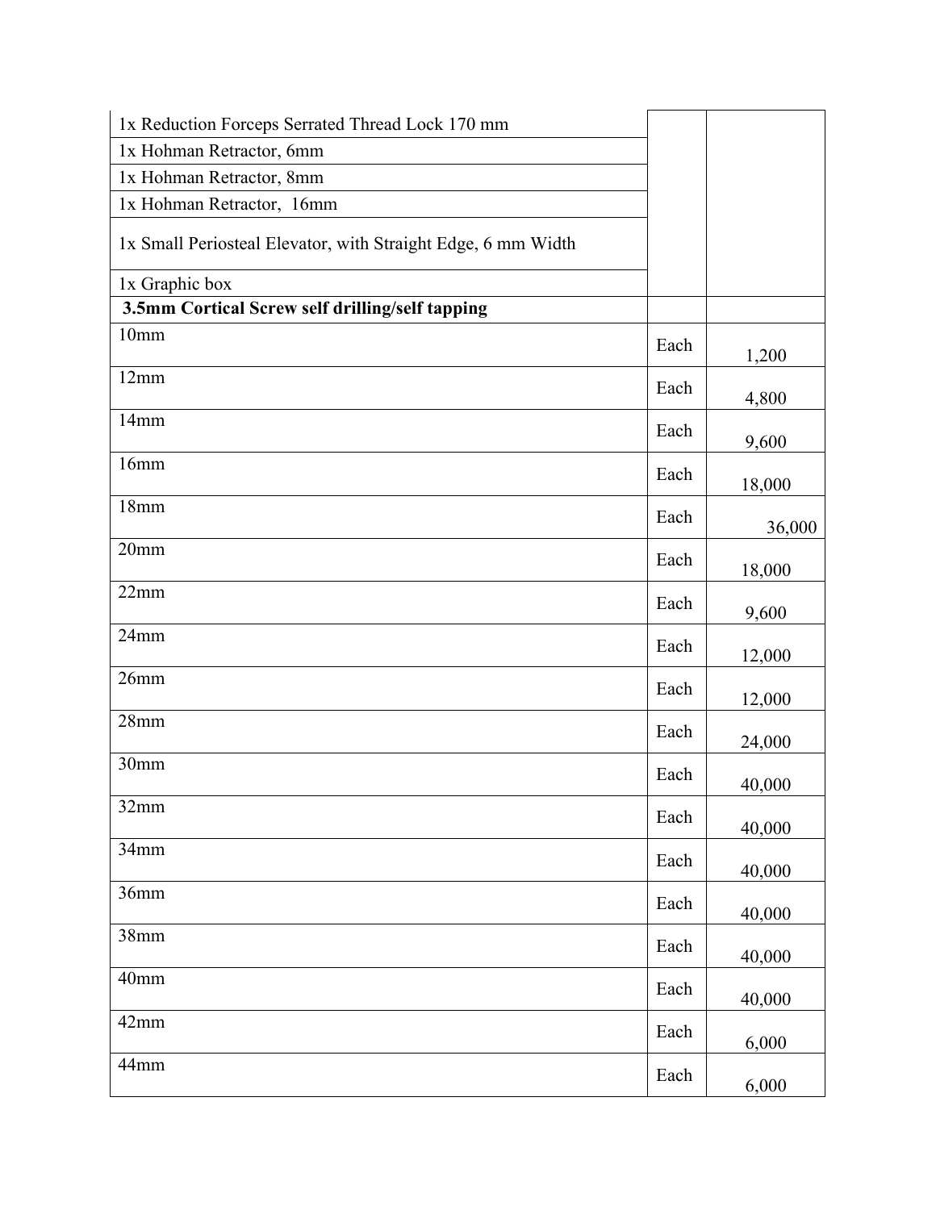| | | |
|---|---|---|
| 1x Reduction Forceps Serrated Thread Lock 170 mm | | |
| 1x Hohman Retractor, 6mm | | |
| 1x Hohman Retractor, 8mm | | |
| 1x Hohman Retractor, 16mm | | |
| 1x Small Periosteal Elevator, with Straight Edge, 6 mm Width | | |
| 1x Graphic box | | |
| **3.5mm Cortical Screw self drilling/self tapping** | | |
| 10mm | Each | 1,200 |
| 12mm | Each | 4,800 |
| 14mm | Each | 9,600 |
| 16mm | Each | 18,000 |
| 18mm | Each | 36,000 |
| 20mm | Each | 18,000 |
| 22mm | Each | 9,600 |
| 24mm | Each | 12,000 |
| 26mm | Each | 12,000 |
| 28mm | Each | 24,000 |
| 30mm | Each | 40,000 |
| 32mm | Each | 40,000 |
| 34mm | Each | 40,000 |
| 36mm | Each | 40,000 |
| 38mm | Each | 40,000 |
| 40mm | Each | 40,000 |
| 42mm | Each | 6,000 |
| 44mm | Each | 6,000 |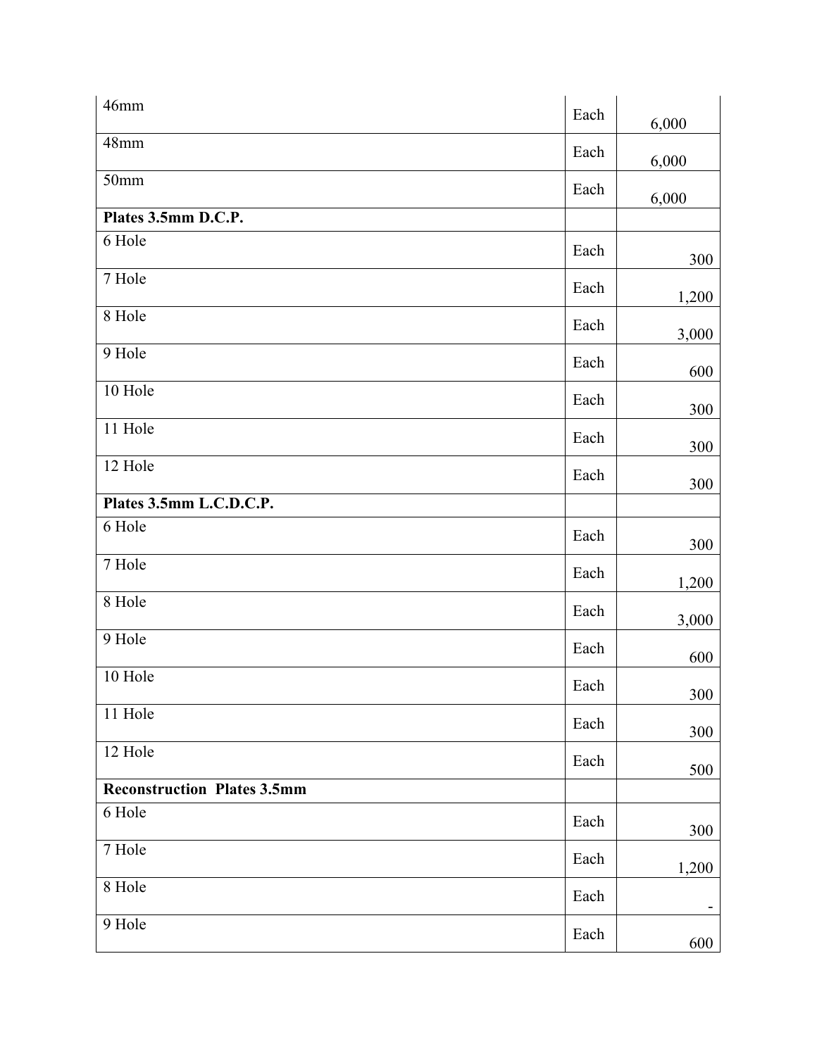| | | |
|---|---|---|
| 46mm | Each | 6,000 |
| 48mm | Each | 6,000 |
| 50mm | Each | 6,000 |
| **Plates 3.5mm D.C.P.** | | |
| 6 Hole | Each | 300 |
| 7 Hole | Each | 1,200 |
| 8 Hole | Each | 3,000 |
| 9 Hole | Each | 600 |
| 10 Hole | Each | 300 |
| 11 Hole | Each | 300 |
| 12 Hole | Each | 300 |
| **Plates 3.5mm L.C.D.C.P.** | | |
| 6 Hole | Each | 300 |
| 7 Hole | Each | 1,200 |
| 8 Hole | Each | 3,000 |
| 9 Hole | Each | 600 |
| 10 Hole | Each | 300 |
| 11 Hole | Each | 300 |
| 12 Hole | Each | 500 |
| **Reconstruction Plates 3.5mm** | | |
| 6 Hole | Each | 300 |
| 7 Hole | Each | 1,200 |
| 8 Hole | Each | - |
| 9 Hole | Each | 600 |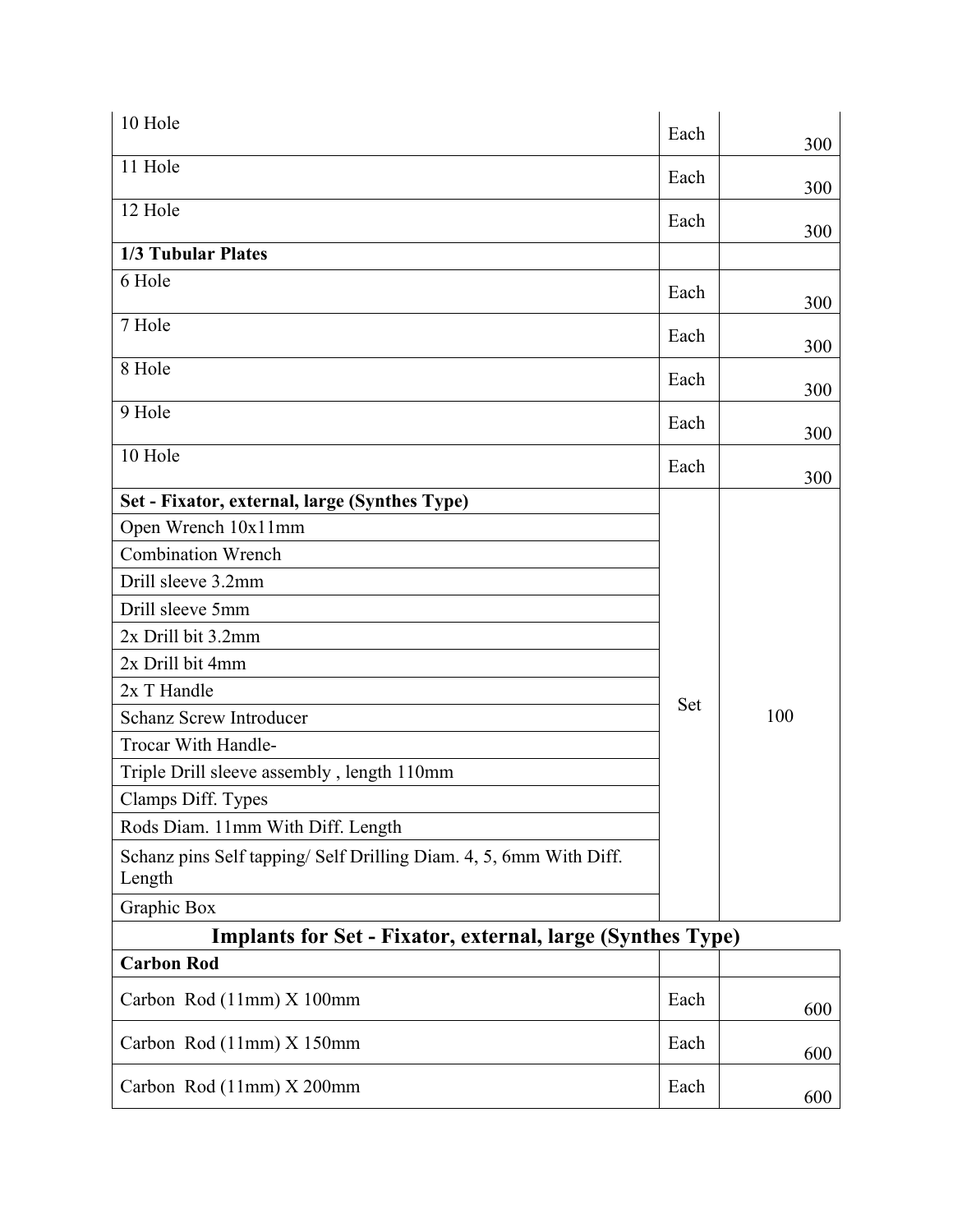| | | |
|---|---|---|
| 10 Hole | Each | 300 |
| 11 Hole | Each | 300 |
| 12 Hole | Each | 300 |
| **1/3 Tubular Plates** | | |
| 6 Hole | Each | 300 |
| 7 Hole | Each | 300 |
| 8 Hole | Each | 300 |
| 9 Hole | Each | 300 |
| 10 Hole | Each | 300 |
| **Set - Fixator, external, large (Synthes Type)** | Set | 100 |
| Open Wrench 10x11mm | | |
| Combination Wrench | | |
| Drill sleeve 3.2mm | | |
| Drill sleeve 5mm | | |
| 2x Drill bit 3.2mm | | |
| 2x Drill bit 4mm | | |
| 2x T Handle | | |
| Schanz Screw Introducer | | |
| Trocar With Handle- | | |
| Triple Drill sleeve assembly , length 110mm | | |
| Clamps Diff. Types | | |
| Rods Diam. 11mm With Diff. Length | | |
| Schanz pins Self tapping/ Self Drilling Diam. 4, 5, 6mm With Diff. Length | | |
| Graphic Box | | |
| **Implants for Set - Fixator, external, large (Synthes Type)** | | |
| **Carbon Rod** | | |
| Carbon Rod (11mm) X 100mm | Each | 600 |
| Carbon Rod (11mm) X 150mm | Each | 600 |
| Carbon Rod (11mm) X 200mm | Each | 600 |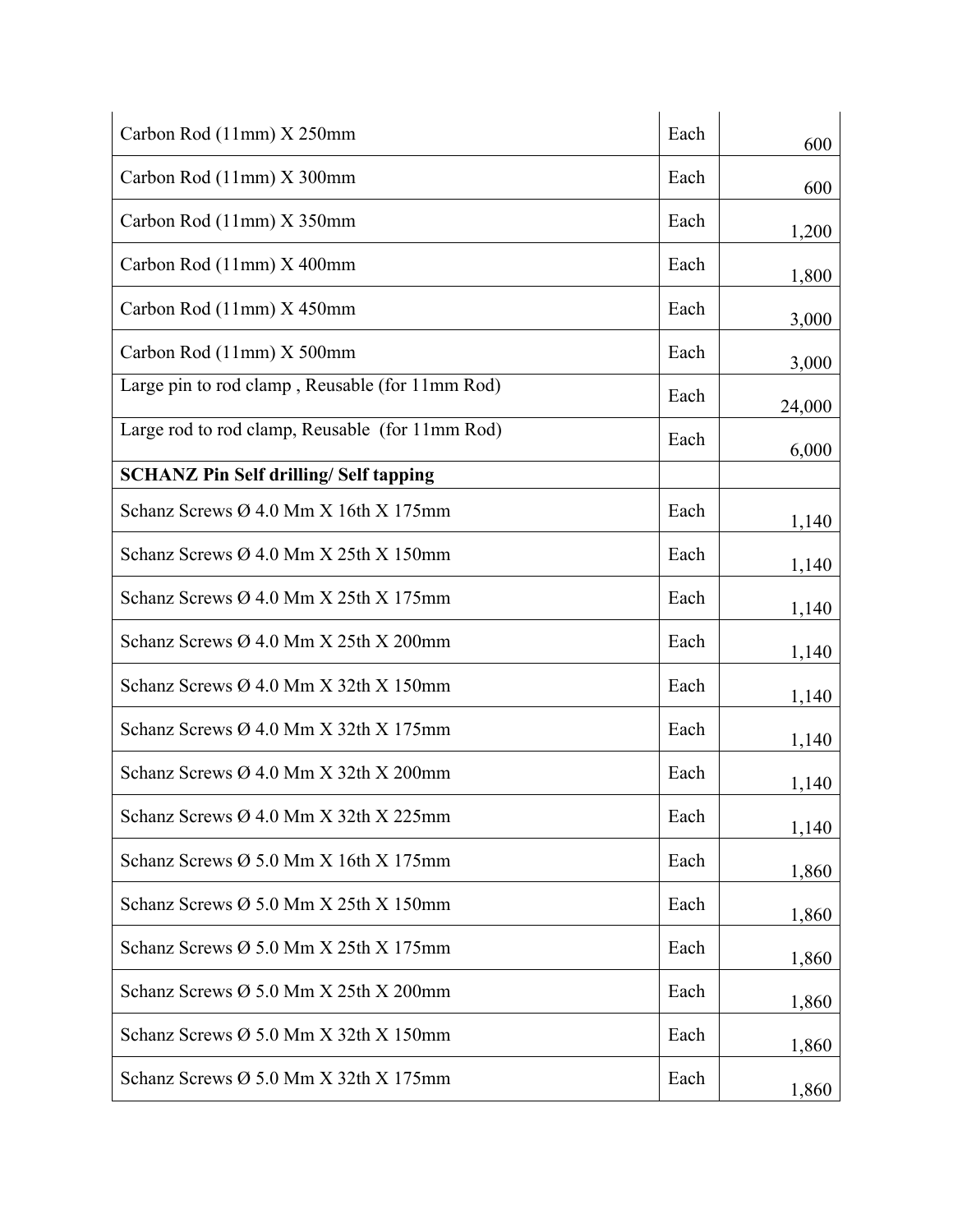| | | |
|---|---|---|
| Carbon Rod (11mm) X 250mm | Each | 600 |
| Carbon Rod (11mm) X 300mm | Each | 600 |
| Carbon Rod (11mm) X 350mm | Each | 1,200 |
| Carbon Rod (11mm) X 400mm | Each | 1,800 |
| Carbon Rod (11mm) X 450mm | Each | 3,000 |
| Carbon Rod (11mm) X 500mm | Each | 3,000 |
| Large pin to rod clamp , Reusable (for 11mm Rod) | Each | 24,000 |
| Large rod to rod clamp, Reusable (for 11mm Rod) | Each | 6,000 |
| **SCHANZ Pin Self drilling/ Self tapping** | | |
| Schanz Screws Ø 4.0 Mm X 16th X 175mm | Each | 1,140 |
| Schanz Screws Ø 4.0 Mm X 25th X 150mm | Each | 1,140 |
| Schanz Screws Ø 4.0 Mm X 25th X 175mm | Each | 1,140 |
| Schanz Screws Ø 4.0 Mm X 25th X 200mm | Each | 1,140 |
| Schanz Screws Ø 4.0 Mm X 32th X 150mm | Each | 1,140 |
| Schanz Screws Ø 4.0 Mm X 32th X 175mm | Each | 1,140 |
| Schanz Screws Ø 4.0 Mm X 32th X 200mm | Each | 1,140 |
| Schanz Screws Ø 4.0 Mm X 32th X 225mm | Each | 1,140 |
| Schanz Screws Ø 5.0 Mm X 16th X 175mm | Each | 1,860 |
| Schanz Screws Ø 5.0 Mm X 25th X 150mm | Each | 1,860 |
| Schanz Screws Ø 5.0 Mm X 25th X 175mm | Each | 1,860 |
| Schanz Screws Ø 5.0 Mm X 25th X 200mm | Each | 1,860 |
| Schanz Screws Ø 5.0 Mm X 32th X 150mm | Each | 1,860 |
| Schanz Screws Ø 5.0 Mm X 32th X 175mm | Each | 1,860 |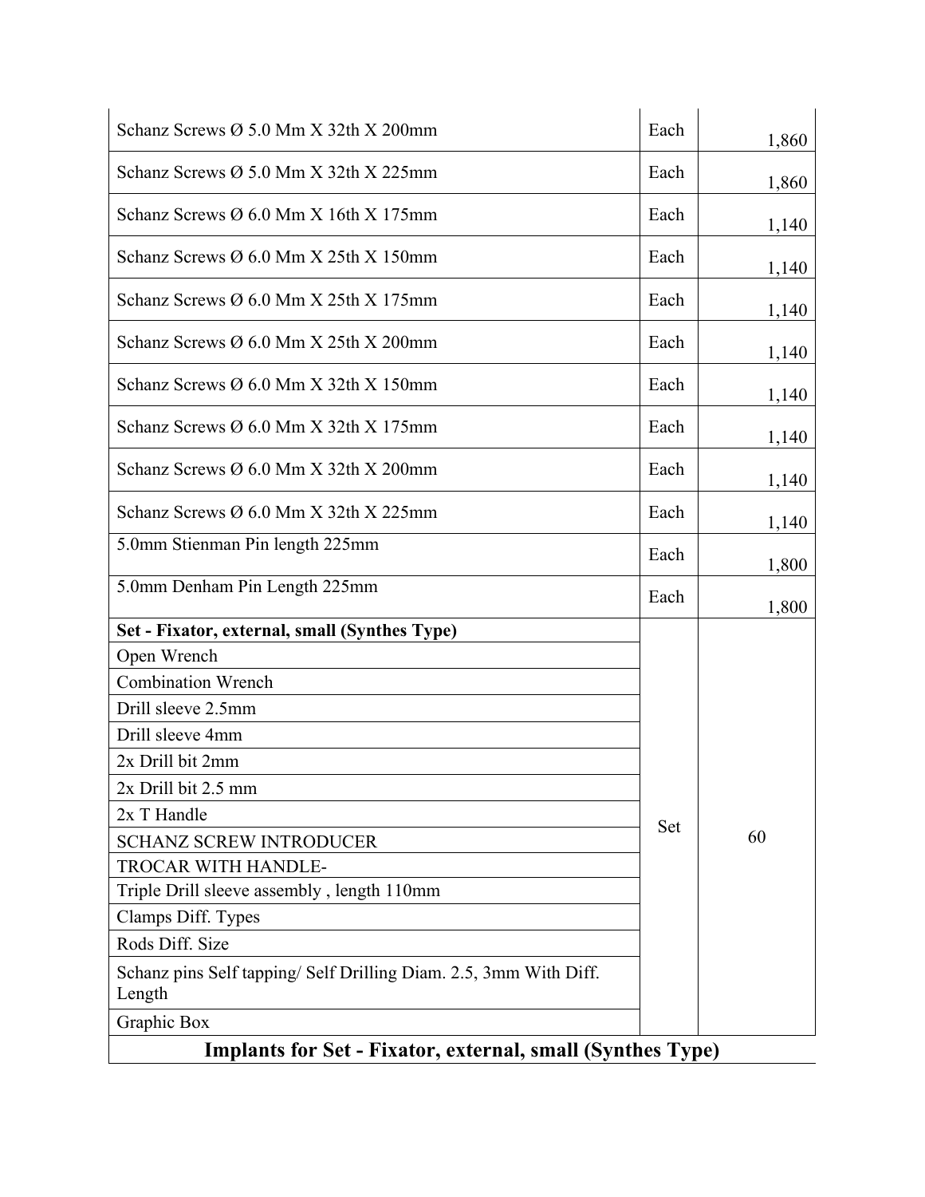| | | |
|---|---|---|
| Schanz Screws Ø 5.0 Mm X 32th X 200mm | Each | 1,860 |
| Schanz Screws Ø 5.0 Mm X 32th X 225mm | Each | 1,860 |
| Schanz Screws Ø 6.0 Mm X 16th X 175mm | Each | 1,140 |
| Schanz Screws Ø 6.0 Mm X 25th X 150mm | Each | 1,140 |
| Schanz Screws Ø 6.0 Mm X 25th X 175mm | Each | 1,140 |
| Schanz Screws Ø 6.0 Mm X 25th X 200mm | Each | 1,140 |
| Schanz Screws Ø 6.0 Mm X 32th X 150mm | Each | 1,140 |
| Schanz Screws Ø 6.0 Mm X 32th X 175mm | Each | 1,140 |
| Schanz Screws Ø 6.0 Mm X 32th X 200mm | Each | 1,140 |
| Schanz Screws Ø 6.0 Mm X 32th X 225mm | Each | 1,140 |
| 5.0mm Stienman Pin length 225mm | Each | 1,800 |
| 5.0mm Denham Pin Length 225mm | Each | 1,800 |
| **Set - Fixator, external, small (Synthes Type)** | Set | 60 |
| Open Wrench | | |
| Combination Wrench | | |
| Drill sleeve 2.5mm | | |
| Drill sleeve 4mm | | |
| 2x Drill bit 2mm | | |
| 2x Drill bit 2.5 mm | | |
| 2x T Handle | | |
| SCHANZ SCREW INTRODUCER | | |
| TROCAR WITH HANDLE- | | |
| Triple Drill sleeve assembly , length 110mm | | |
| Clamps Diff. Types | | |
| Rods Diff. Size | | |
| Schanz pins Self tapping/ Self Drilling Diam. 2.5, 3mm With Diff. Length | | |
| Graphic Box | | |

## Implants for Set - Fixator, external, small (Synthes Type)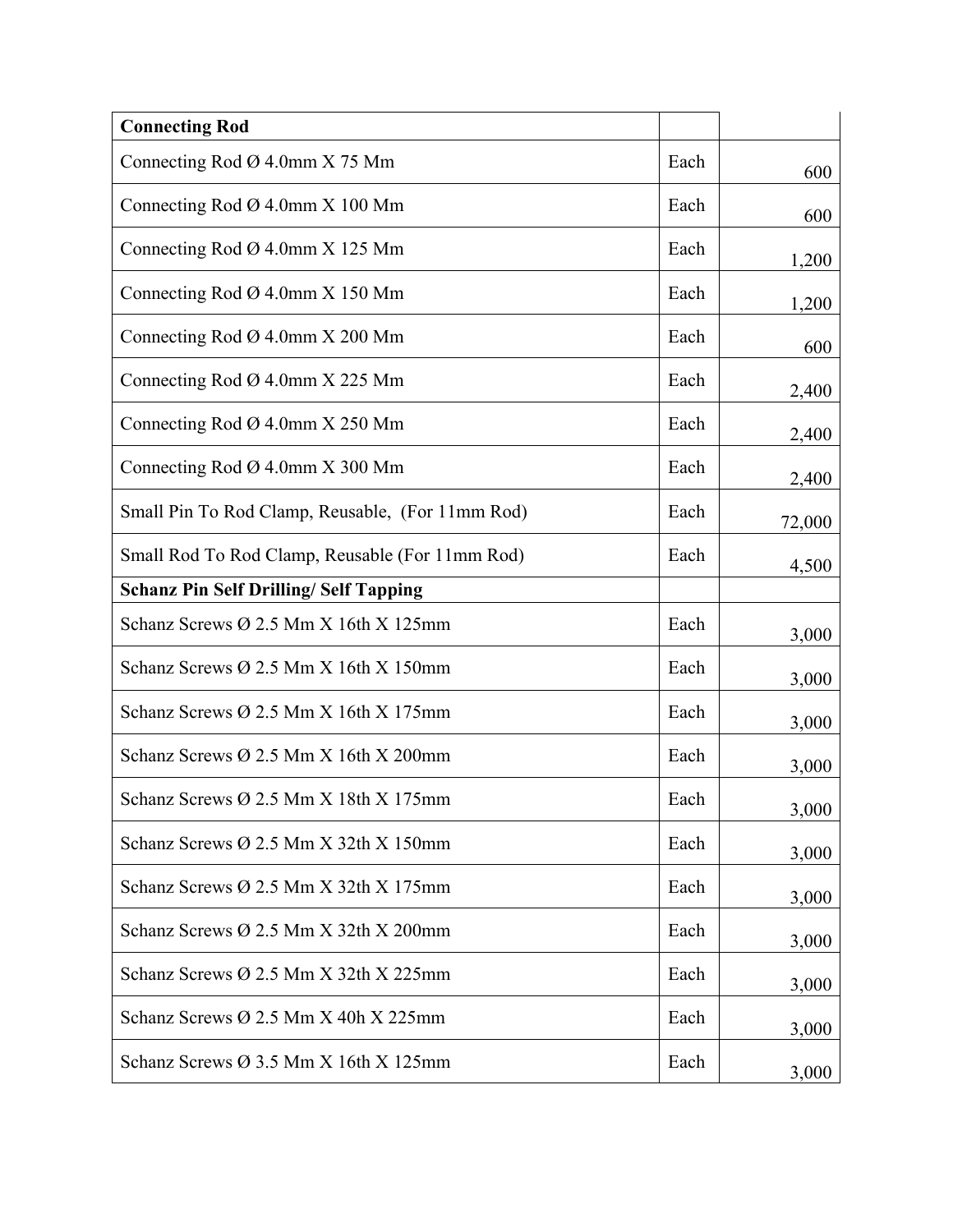| **Connecting Rod** | | |
|---|---|---|
| Connecting Rod Ø 4.0mm X 75 Mm | Each | 600 |
| Connecting Rod Ø 4.0mm X 100 Mm | Each | 600 |
| Connecting Rod Ø 4.0mm X 125 Mm | Each | 1,200 |
| Connecting Rod Ø 4.0mm X 150 Mm | Each | 1,200 |
| Connecting Rod Ø 4.0mm X 200 Mm | Each | 600 |
| Connecting Rod Ø 4.0mm X 225 Mm | Each | 2,400 |
| Connecting Rod Ø 4.0mm X 250 Mm | Each | 2,400 |
| Connecting Rod Ø 4.0mm X 300 Mm | Each | 2,400 |
| Small Pin To Rod Clamp, Reusable, (For 11mm Rod) | Each | 72,000 |
| Small Rod To Rod Clamp, Reusable (For 11mm Rod) | Each | 4,500 |
| **Schanz Pin Self Drilling/ Self Tapping** | | |
| Schanz Screws Ø 2.5 Mm X 16th X 125mm | Each | 3,000 |
| Schanz Screws Ø 2.5 Mm X 16th X 150mm | Each | 3,000 |
| Schanz Screws Ø 2.5 Mm X 16th X 175mm | Each | 3,000 |
| Schanz Screws Ø 2.5 Mm X 16th X 200mm | Each | 3,000 |
| Schanz Screws Ø 2.5 Mm X 18th X 175mm | Each | 3,000 |
| Schanz Screws Ø 2.5 Mm X 32th X 150mm | Each | 3,000 |
| Schanz Screws Ø 2.5 Mm X 32th X 175mm | Each | 3,000 |
| Schanz Screws Ø 2.5 Mm X 32th X 200mm | Each | 3,000 |
| Schanz Screws Ø 2.5 Mm X 32th X 225mm | Each | 3,000 |
| Schanz Screws Ø 2.5 Mm X 40h X 225mm | Each | 3,000 |
| Schanz Screws Ø 3.5 Mm X 16th X 125mm | Each | 3,000 |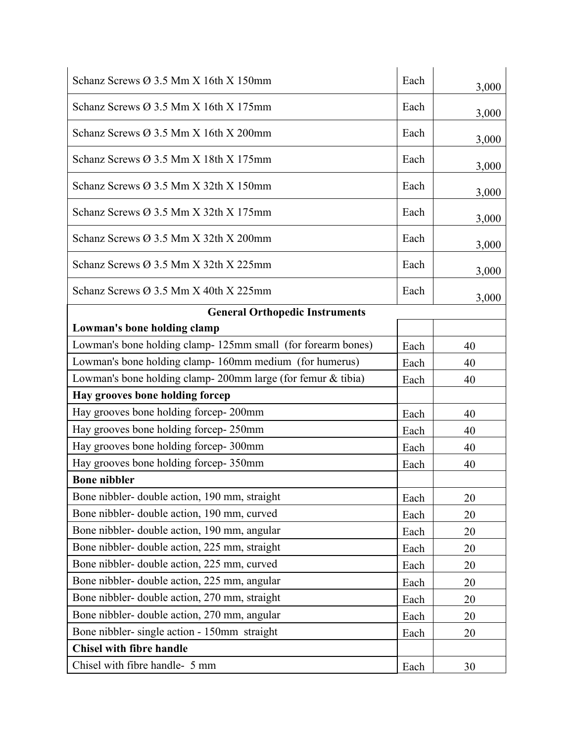| | | |
|---|---|---|
| Schanz Screws Ø 3.5 Mm X 16th X 150mm | Each | 3,000 |
| Schanz Screws Ø 3.5 Mm X 16th X 175mm | Each | 3,000 |
| Schanz Screws Ø 3.5 Mm X 16th X 200mm | Each | 3,000 |
| Schanz Screws Ø 3.5 Mm X 18th X 175mm | Each | 3,000 |
| Schanz Screws Ø 3.5 Mm X 32th X 150mm | Each | 3,000 |
| Schanz Screws Ø 3.5 Mm X 32th X 175mm | Each | 3,000 |
| Schanz Screws Ø 3.5 Mm X 32th X 200mm | Each | 3,000 |
| Schanz Screws Ø 3.5 Mm X 32th X 225mm | Each | 3,000 |
| Schanz Screws Ø 3.5 Mm X 40th X 225mm | Each | 3,000 |
| **General Orthopedic Instruments** | | |
| **Lowman's bone holding clamp** | | |
| Lowman's bone holding clamp- 125mm small (for forearm bones) | Each | 40 |
| Lowman's bone holding clamp- 160mm medium (for humerus) | Each | 40 |
| Lowman's bone holding clamp- 200mm large (for femur & tibia) | Each | 40 |
| **Hay grooves bone holding forcep** | | |
| Hay grooves bone holding forcep- 200mm | Each | 40 |
| Hay grooves bone holding forcep- 250mm | Each | 40 |
| Hay grooves bone holding forcep- 300mm | Each | 40 |
| Hay grooves bone holding forcep- 350mm | Each | 40 |
| **Bone nibbler** | | |
| Bone nibbler- double action, 190 mm, straight | Each | 20 |
| Bone nibbler- double action, 190 mm, curved | Each | 20 |
| Bone nibbler- double action, 190 mm, angular | Each | 20 |
| Bone nibbler- double action, 225 mm, straight | Each | 20 |
| Bone nibbler- double action, 225 mm, curved | Each | 20 |
| Bone nibbler- double action, 225 mm, angular | Each | 20 |
| Bone nibbler- double action, 270 mm, straight | Each | 20 |
| Bone nibbler- double action, 270 mm, angular | Each | 20 |
| Bone nibbler- single action - 150mm straight | Each | 20 |
| **Chisel with fibre handle** | | |
| Chisel with fibre handle- 5 mm | Each | 30 |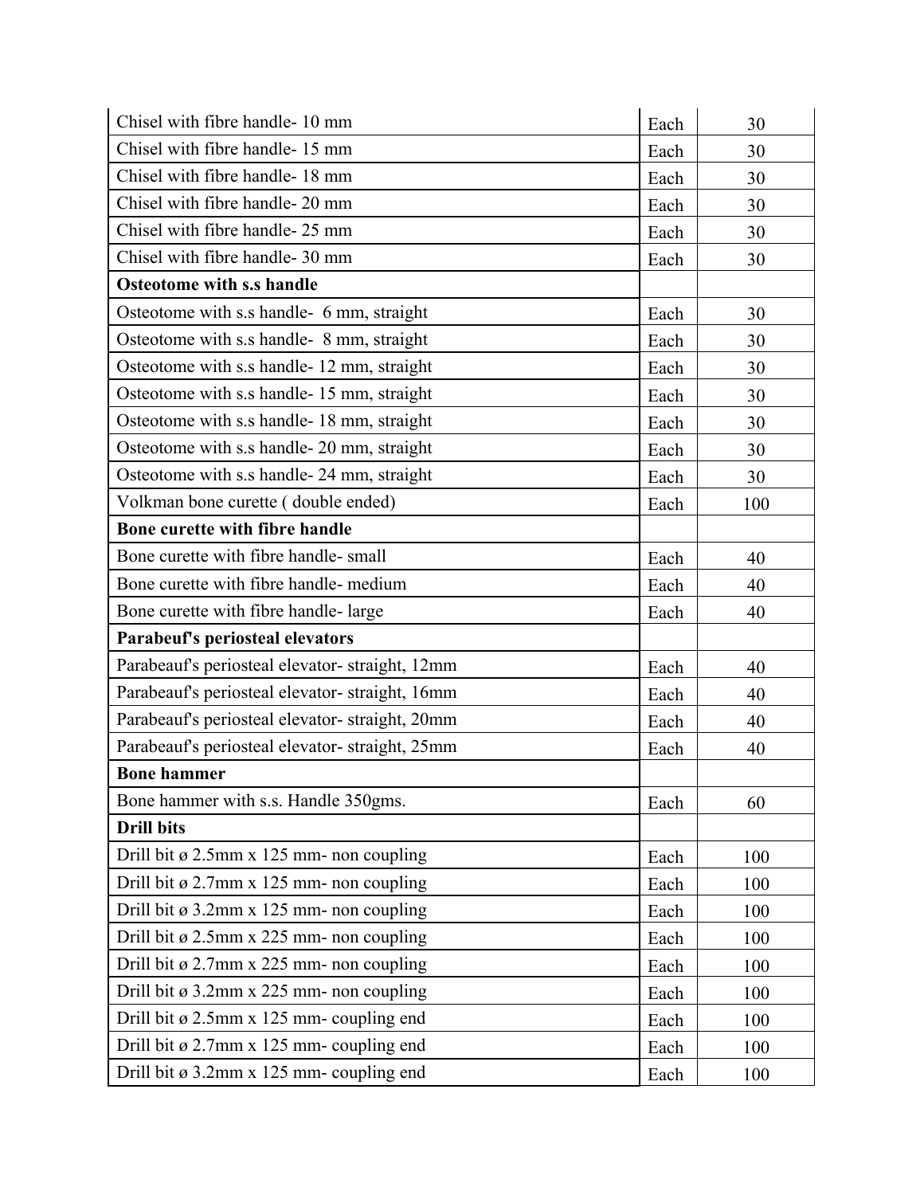| | | |
|---|---|---|
| Chisel with fibre handle- 10 mm | Each | 30 |
| Chisel with fibre handle- 15 mm | Each | 30 |
| Chisel with fibre handle- 18 mm | Each | 30 |
| Chisel with fibre handle- 20 mm | Each | 30 |
| Chisel with fibre handle- 25 mm | Each | 30 |
| Chisel with fibre handle- 30 mm | Each | 30 |
| **Osteotome with s.s handle** | | |
| Osteotome with s.s handle- 6 mm, straight | Each | 30 |
| Osteotome with s.s handle- 8 mm, straight | Each | 30 |
| Osteotome with s.s handle- 12 mm, straight | Each | 30 |
| Osteotome with s.s handle- 15 mm, straight | Each | 30 |
| Osteotome with s.s handle- 18 mm, straight | Each | 30 |
| Osteotome with s.s handle- 20 mm, straight | Each | 30 |
| Osteotome with s.s handle- 24 mm, straight | Each | 30 |
| Volkman bone curette ( double ended) | Each | 100 |
| **Bone curette with fibre handle** | | |
| Bone curette with fibre handle- small | Each | 40 |
| Bone curette with fibre handle- medium | Each | 40 |
| Bone curette with fibre handle- large | Each | 40 |
| **Parabeuf's periosteal elevators** | | |
| Parabeauf's periosteal elevator- straight, 12mm | Each | 40 |
| Parabeauf's periosteal elevator- straight, 16mm | Each | 40 |
| Parabeauf's periosteal elevator- straight, 20mm | Each | 40 |
| Parabeauf's periosteal elevator- straight, 25mm | Each | 40 |
| **Bone hammer** | | |
| Bone hammer with s.s. Handle 350gms. | Each | 60 |
| **Drill bits** | | |
| Drill bit ø 2.5mm x 125 mm- non coupling | Each | 100 |
| Drill bit ø 2.7mm x 125 mm- non coupling | Each | 100 |
| Drill bit ø 3.2mm x 125 mm- non coupling | Each | 100 |
| Drill bit ø 2.5mm x 225 mm- non coupling | Each | 100 |
| Drill bit ø 2.7mm x 225 mm- non coupling | Each | 100 |
| Drill bit ø 3.2mm x 225 mm- non coupling | Each | 100 |
| Drill bit ø 2.5mm x 125 mm- coupling end | Each | 100 |
| Drill bit ø 2.7mm x 125 mm- coupling end | Each | 100 |
| Drill bit ø 3.2mm x 125 mm- coupling end | Each | 100 |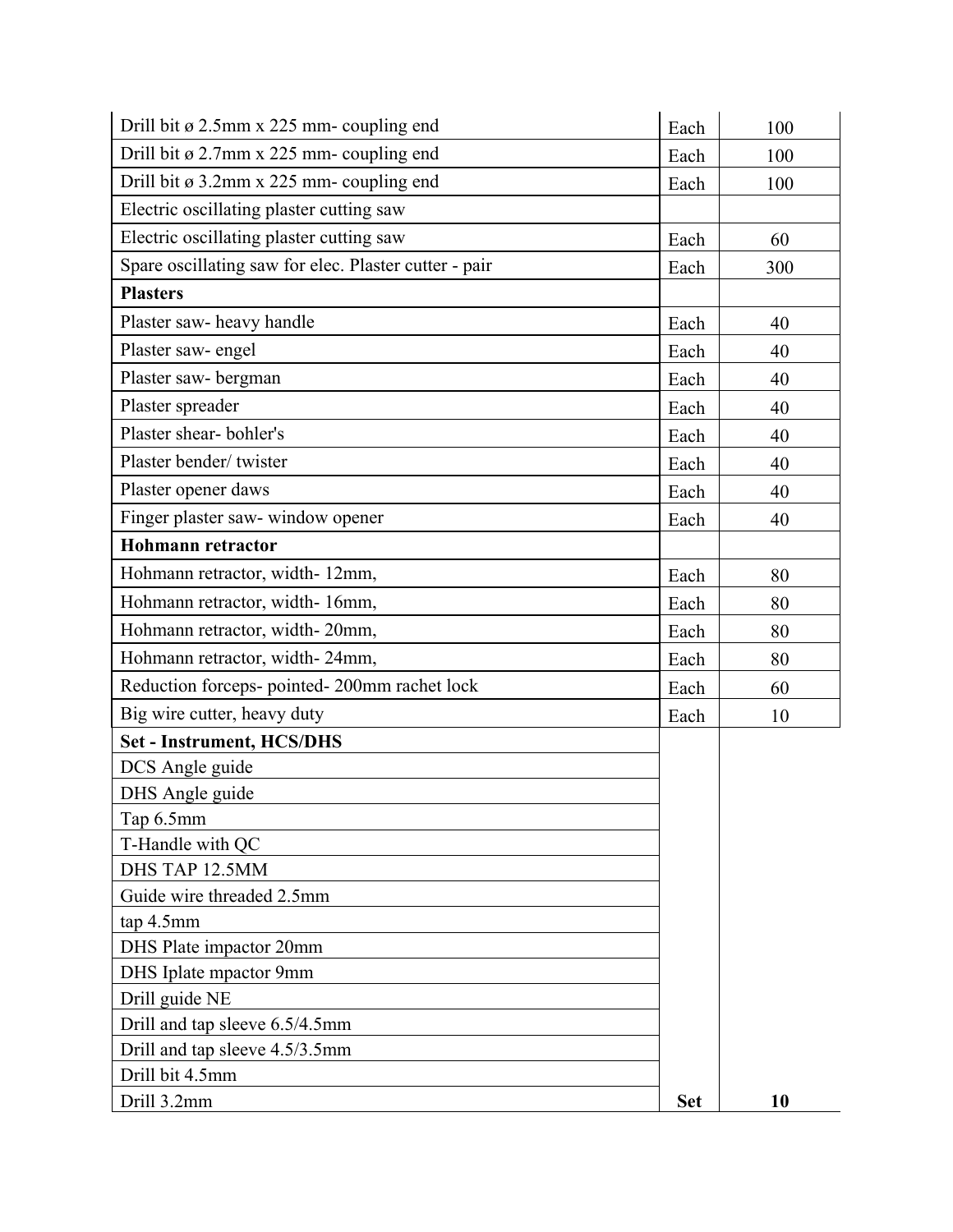| | | |
|---|---|---|
| Drill bit ø 2.5mm x 225 mm- coupling end | Each | 100 |
| Drill bit ø 2.7mm x 225 mm- coupling end | Each | 100 |
| Drill bit ø 3.2mm x 225 mm- coupling end | Each | 100 |
| Electric oscillating plaster cutting saw | | |
| Electric oscillating plaster cutting saw | Each | 60 |
| Spare oscillating saw for elec. Plaster cutter - pair | Each | 300 |
| **Plasters** | | |
| Plaster saw- heavy handle | Each | 40 |
| Plaster saw- engel | Each | 40 |
| Plaster saw- bergman | Each | 40 |
| Plaster spreader | Each | 40 |
| Plaster shear- bohler's | Each | 40 |
| Plaster bender/ twister | Each | 40 |
| Plaster opener daws | Each | 40 |
| Finger plaster saw- window opener | Each | 40 |
| **Hohmann retractor** | | |
| Hohmann retractor, width- 12mm, | Each | 80 |
| Hohmann retractor, width- 16mm, | Each | 80 |
| Hohmann retractor, width- 20mm, | Each | 80 |
| Hohmann retractor, width- 24mm, | Each | 80 |
| Reduction forceps- pointed- 200mm rachet lock | Each | 60 |
| Big wire cutter, heavy duty | Each | 10 |
| **Set - Instrument, HCS/DHS** | | |
| DCS Angle guide | | |
| DHS Angle guide | | |
| Tap 6.5mm | | |
| T-Handle with QC | | |
| DHS TAP 12.5MM | | |
| Guide wire threaded 2.5mm | | |
| tap 4.5mm | | |
| DHS Plate impactor 20mm | | |
| DHS Iplate mpactor 9mm | | |
| Drill guide NE | | |
| Drill and tap sleeve 6.5/4.5mm | | |
| Drill and tap sleeve 4.5/3.5mm | | |
| Drill bit 4.5mm | | |
| Drill 3.2mm | **Set** | **10** |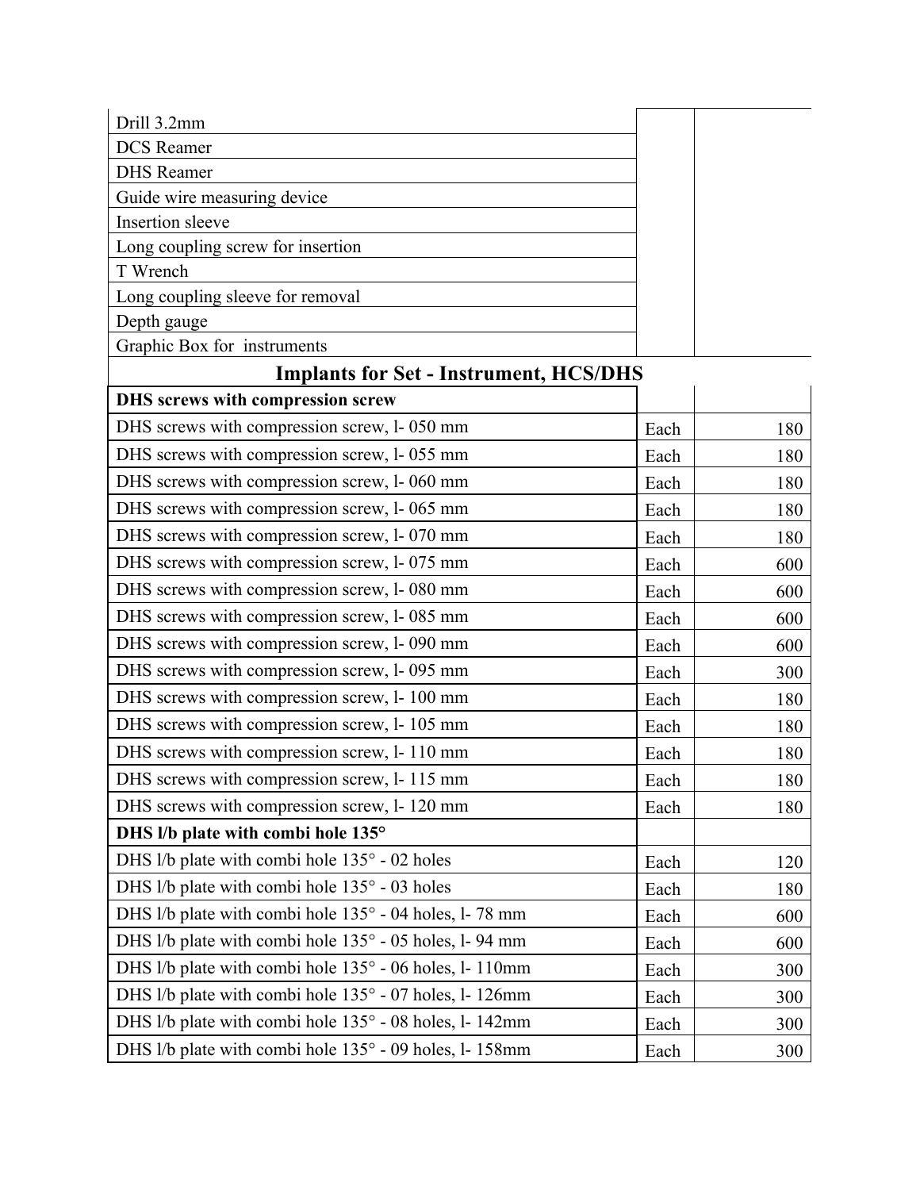| | | |
|---|---|---|
| Drill 3.2mm | | |
| DCS Reamer | | |
| DHS Reamer | | |
| Guide wire measuring device | | |
| Insertion sleeve | | |
| Long coupling screw for insertion | | |
| T Wrench | | |
| Long coupling sleeve for removal | | |
| Depth gauge | | |
| Graphic Box for instruments | | |

## Implants for Set - Instrument, HCS/DHS

| | | |
|---|---|---|
| **DHS screws with compression screw** | | |
| DHS screws with compression screw, l- 050 mm | Each | 180 |
| DHS screws with compression screw, l- 055 mm | Each | 180 |
| DHS screws with compression screw, l- 060 mm | Each | 180 |
| DHS screws with compression screw, l- 065 mm | Each | 180 |
| DHS screws with compression screw, l- 070 mm | Each | 180 |
| DHS screws with compression screw, l- 075 mm | Each | 600 |
| DHS screws with compression screw, l- 080 mm | Each | 600 |
| DHS screws with compression screw, l- 085 mm | Each | 600 |
| DHS screws with compression screw, l- 090 mm | Each | 600 |
| DHS screws with compression screw, l- 095 mm | Each | 300 |
| DHS screws with compression screw, l- 100 mm | Each | 180 |
| DHS screws with compression screw, l- 105 mm | Each | 180 |
| DHS screws with compression screw, l- 110 mm | Each | 180 |
| DHS screws with compression screw, l- 115 mm | Each | 180 |
| DHS screws with compression screw, l- 120 mm | Each | 180 |
| **DHS l/b plate with combi hole 135°** | | |
| DHS l/b plate with combi hole 135° - 02 holes | Each | 120 |
| DHS l/b plate with combi hole 135° - 03 holes | Each | 180 |
| DHS l/b plate with combi hole 135° - 04 holes, l- 78 mm | Each | 600 |
| DHS l/b plate with combi hole 135° - 05 holes, l- 94 mm | Each | 600 |
| DHS l/b plate with combi hole 135° - 06 holes, l- 110mm | Each | 300 |
| DHS l/b plate with combi hole 135° - 07 holes, l- 126mm | Each | 300 |
| DHS l/b plate with combi hole 135° - 08 holes, l- 142mm | Each | 300 |
| DHS l/b plate with combi hole 135° - 09 holes, l- 158mm | Each | 300 |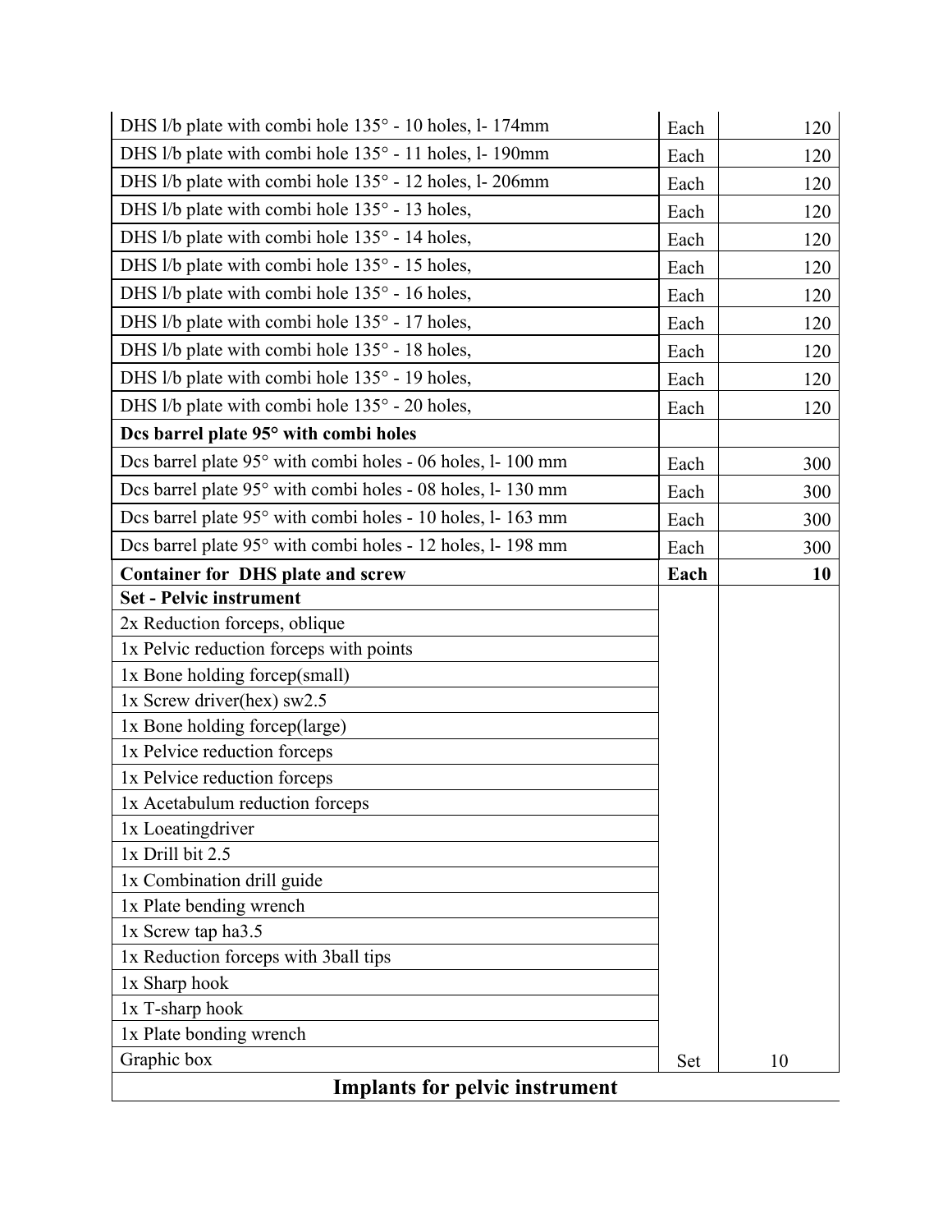| | | |
|---|---|---|
| DHS l/b plate with combi hole 135° - 10 holes, l- 174mm | Each | 120 |
| DHS l/b plate with combi hole 135° - 11 holes, l- 190mm | Each | 120 |
| DHS l/b plate with combi hole 135° - 12 holes, l- 206mm | Each | 120 |
| DHS l/b plate with combi hole 135° - 13 holes, | Each | 120 |
| DHS l/b plate with combi hole 135° - 14 holes, | Each | 120 |
| DHS l/b plate with combi hole 135° - 15 holes, | Each | 120 |
| DHS l/b plate with combi hole 135° - 16 holes, | Each | 120 |
| DHS l/b plate with combi hole 135° - 17 holes, | Each | 120 |
| DHS l/b plate with combi hole 135° - 18 holes, | Each | 120 |
| DHS l/b plate with combi hole 135° - 19 holes, | Each | 120 |
| DHS l/b plate with combi hole 135° - 20 holes, | Each | 120 |
| **Dcs barrel plate 95° with combi holes** | | |
| Dcs barrel plate 95° with combi holes - 06 holes, l- 100 mm | Each | 300 |
| Dcs barrel plate 95° with combi holes - 08 holes, l- 130 mm | Each | 300 |
| Dcs barrel plate 95° with combi holes - 10 holes, l- 163 mm | Each | 300 |
| Dcs barrel plate 95° with combi holes - 12 holes, l- 198 mm | Each | 300 |
| **Container for DHS plate and screw** | **Each** | **10** |
| **Set - Pelvic instrument** | | |
| 2x Reduction forceps, oblique | | |
| 1x Pelvic reduction forceps with points | | |
| 1x Bone holding forcep(small) | | |
| 1x Screw driver(hex) sw2.5 | | |
| 1x Bone holding forcep(large) | | |
| 1x Pelvice reduction forceps | | |
| 1x Pelvice reduction forceps | | |
| 1x Acetabulum reduction forceps | | |
| 1x Loeatingdriver | | |
| 1x Drill bit 2.5 | | |
| 1x Combination drill guide | | |
| 1x Plate bending wrench | | |
| 1x Screw tap ha3.5 | | |
| 1x Reduction forceps with 3ball tips | | |
| 1x Sharp hook | | |
| 1x T-sharp hook | | |
| 1x Plate bonding wrench | | |
| Graphic box | Set | 10 |

## Implants for pelvic instrument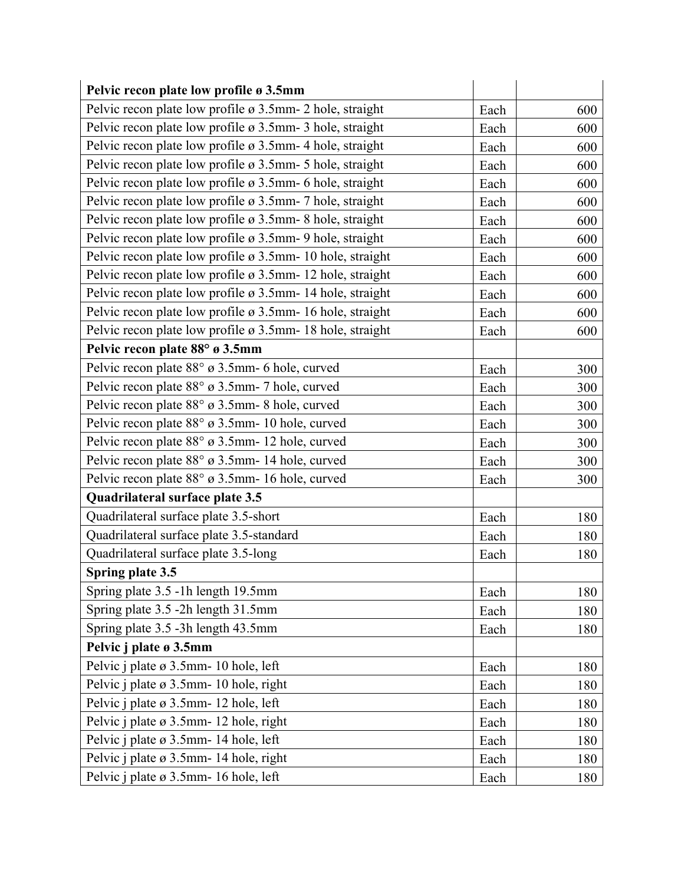| **Pelvic recon plate low profile ø 3.5mm** | | |
|---|---|---|
| Pelvic recon plate low profile ø 3.5mm- 2 hole, straight | Each | 600 |
| Pelvic recon plate low profile ø 3.5mm- 3 hole, straight | Each | 600 |
| Pelvic recon plate low profile ø 3.5mm- 4 hole, straight | Each | 600 |
| Pelvic recon plate low profile ø 3.5mm- 5 hole, straight | Each | 600 |
| Pelvic recon plate low profile ø 3.5mm- 6 hole, straight | Each | 600 |
| Pelvic recon plate low profile ø 3.5mm- 7 hole, straight | Each | 600 |
| Pelvic recon plate low profile ø 3.5mm- 8 hole, straight | Each | 600 |
| Pelvic recon plate low profile ø 3.5mm- 9 hole, straight | Each | 600 |
| Pelvic recon plate low profile ø 3.5mm- 10 hole, straight | Each | 600 |
| Pelvic recon plate low profile ø 3.5mm- 12 hole, straight | Each | 600 |
| Pelvic recon plate low profile ø 3.5mm- 14 hole, straight | Each | 600 |
| Pelvic recon plate low profile ø 3.5mm- 16 hole, straight | Each | 600 |
| Pelvic recon plate low profile ø 3.5mm- 18 hole, straight | Each | 600 |
| **Pelvic recon plate 88° ø 3.5mm** | | |
| Pelvic recon plate 88° ø 3.5mm- 6 hole, curved | Each | 300 |
| Pelvic recon plate 88° ø 3.5mm- 7 hole, curved | Each | 300 |
| Pelvic recon plate 88° ø 3.5mm- 8 hole, curved | Each | 300 |
| Pelvic recon plate 88° ø 3.5mm- 10 hole, curved | Each | 300 |
| Pelvic recon plate 88° ø 3.5mm- 12 hole, curved | Each | 300 |
| Pelvic recon plate 88° ø 3.5mm- 14 hole, curved | Each | 300 |
| Pelvic recon plate 88° ø 3.5mm- 16 hole, curved | Each | 300 |
| **Quadrilateral surface plate 3.5** | | |
| Quadrilateral surface plate 3.5-short | Each | 180 |
| Quadrilateral surface plate 3.5-standard | Each | 180 |
| Quadrilateral surface plate 3.5-long | Each | 180 |
| **Spring plate 3.5** | | |
| Spring plate 3.5 -1h length 19.5mm | Each | 180 |
| Spring plate 3.5 -2h length 31.5mm | Each | 180 |
| Spring plate 3.5 -3h length 43.5mm | Each | 180 |
| **Pelvic j plate ø 3.5mm** | | |
| Pelvic j plate ø 3.5mm- 10 hole, left | Each | 180 |
| Pelvic j plate ø 3.5mm- 10 hole, right | Each | 180 |
| Pelvic j plate ø 3.5mm- 12 hole, left | Each | 180 |
| Pelvic j plate ø 3.5mm- 12 hole, right | Each | 180 |
| Pelvic j plate ø 3.5mm- 14 hole, left | Each | 180 |
| Pelvic j plate ø 3.5mm- 14 hole, right | Each | 180 |
| Pelvic j plate ø 3.5mm- 16 hole, left | Each | 180 |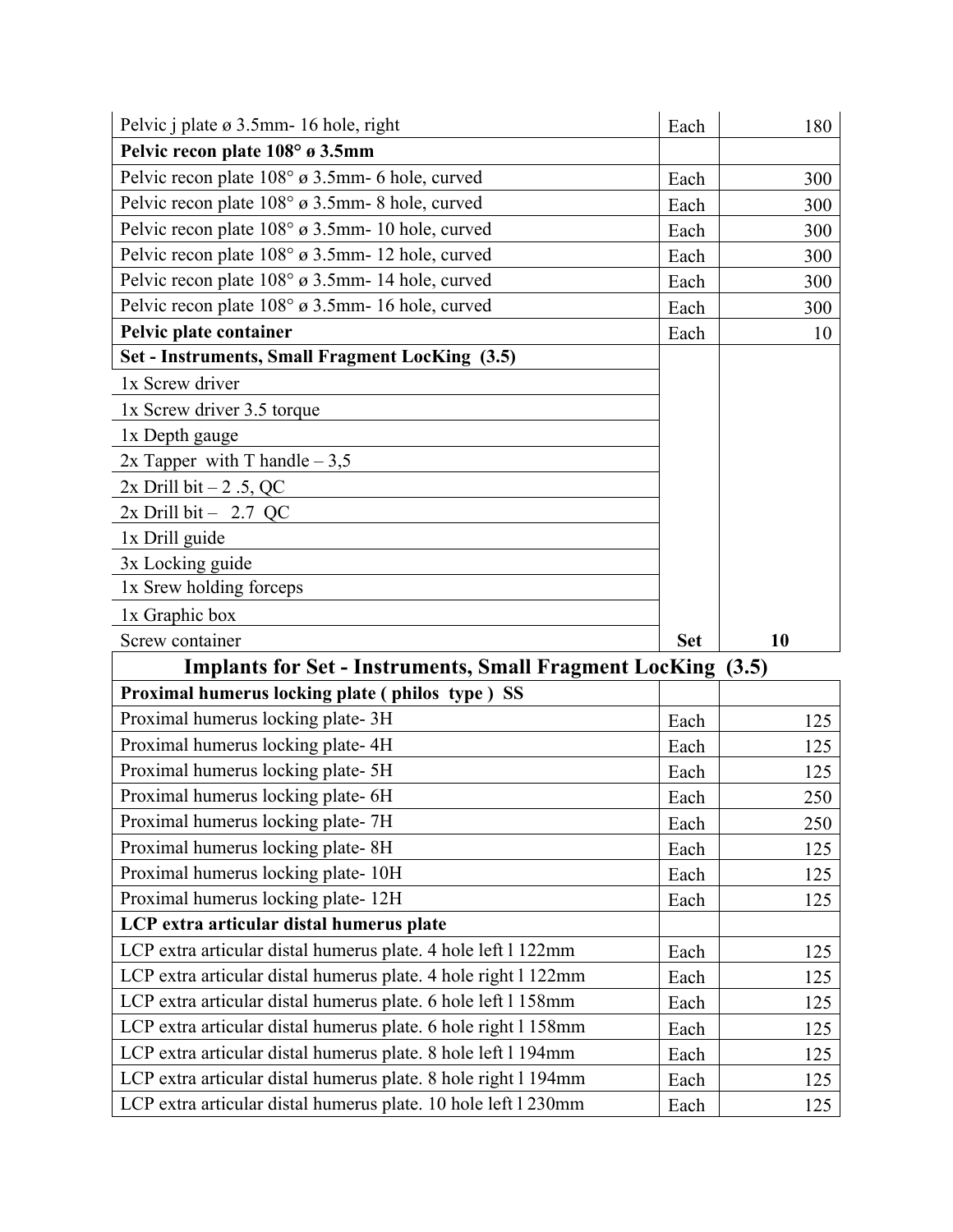| | | |
|---|---|---|
| Pelvic j plate ø 3.5mm- 16 hole, right | Each | 180 |
| **Pelvic recon plate 108° ø 3.5mm** | | |
| Pelvic recon plate 108° ø 3.5mm- 6 hole, curved | Each | 300 |
| Pelvic recon plate 108° ø 3.5mm- 8 hole, curved | Each | 300 |
| Pelvic recon plate 108° ø 3.5mm- 10 hole, curved | Each | 300 |
| Pelvic recon plate 108° ø 3.5mm- 12 hole, curved | Each | 300 |
| Pelvic recon plate 108° ø 3.5mm- 14 hole, curved | Each | 300 |
| Pelvic recon plate 108° ø 3.5mm- 16 hole, curved | Each | 300 |
| **Pelvic plate container** | Each | 10 |
| **Set - Instruments, Small Fragment LocKing (3.5)** | | |
| 1x Screw driver | | |
| 1x Screw driver 3.5 torque | | |
| 1x Depth gauge | | |
| 2x Tapper with T handle – 3,5 | | |
| 2x Drill bit – 2 .5, QC | | |
| 2x Drill bit – 2.7 QC | | |
| 1x Drill guide | | |
| 3x Locking guide | | |
| 1x Srew holding forceps | | |
| 1x Graphic box | | |
| Screw container | **Set** | **10** |
| **Implants for Set - Instruments, Small Fragment LocKing (3.5)** | | |
| **Proximal humerus locking plate ( philos type ) SS** | | |
| Proximal humerus locking plate- 3H | Each | 125 |
| Proximal humerus locking plate- 4H | Each | 125 |
| Proximal humerus locking plate- 5H | Each | 125 |
| Proximal humerus locking plate- 6H | Each | 250 |
| Proximal humerus locking plate- 7H | Each | 250 |
| Proximal humerus locking plate- 8H | Each | 125 |
| Proximal humerus locking plate- 10H | Each | 125 |
| Proximal humerus locking plate- 12H | Each | 125 |
| **LCP extra articular distal humerus plate** | | |
| LCP extra articular distal humerus plate. 4 hole left l 122mm | Each | 125 |
| LCP extra articular distal humerus plate. 4 hole right l 122mm | Each | 125 |
| LCP extra articular distal humerus plate. 6 hole left l 158mm | Each | 125 |
| LCP extra articular distal humerus plate. 6 hole right l 158mm | Each | 125 |
| LCP extra articular distal humerus plate. 8 hole left l 194mm | Each | 125 |
| LCP extra articular distal humerus plate. 8 hole right l 194mm | Each | 125 |
| LCP extra articular distal humerus plate. 10 hole left l 230mm | Each | 125 |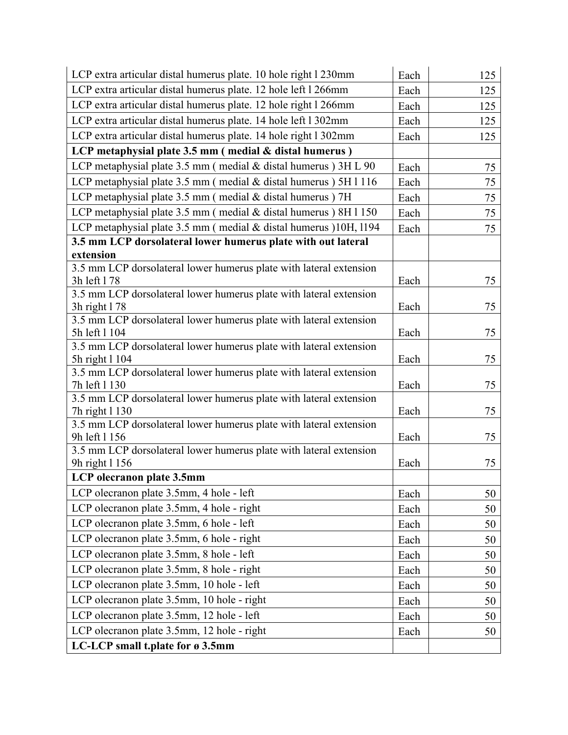| | | |
|---|---|---|
| LCP extra articular distal humerus plate. 10 hole right l 230mm | Each | 125 |
| LCP extra articular distal humerus plate. 12 hole left l 266mm | Each | 125 |
| LCP extra articular distal humerus plate. 12 hole right l 266mm | Each | 125 |
| LCP extra articular distal humerus plate. 14 hole left l 302mm | Each | 125 |
| LCP extra articular distal humerus plate. 14 hole right l 302mm | Each | 125 |
| **LCP metaphysial plate 3.5 mm ( medial & distal humerus )** | | |
| LCP metaphysial plate 3.5 mm ( medial & distal humerus ) 3H L 90 | Each | 75 |
| LCP metaphysial plate 3.5 mm ( medial & distal humerus ) 5H l 116 | Each | 75 |
| LCP metaphysial plate 3.5 mm ( medial & distal humerus ) 7H | Each | 75 |
| LCP metaphysial plate 3.5 mm ( medial & distal humerus ) 8H l 150 | Each | 75 |
| LCP metaphysial plate 3.5 mm ( medial & distal humerus )10H, l194 | Each | 75 |
| **3.5 mm LCP dorsolateral lower humerus plate with out lateral extension** | | |
| 3.5 mm LCP dorsolateral lower humerus plate with lateral extension 3h left l 78 | Each | 75 |
| 3.5 mm LCP dorsolateral lower humerus plate with lateral extension 3h right l 78 | Each | 75 |
| 3.5 mm LCP dorsolateral lower humerus plate with lateral extension 5h left l 104 | Each | 75 |
| 3.5 mm LCP dorsolateral lower humerus plate with lateral extension 5h right l 104 | Each | 75 |
| 3.5 mm LCP dorsolateral lower humerus plate with lateral extension 7h left l 130 | Each | 75 |
| 3.5 mm LCP dorsolateral lower humerus plate with lateral extension 7h right l 130 | Each | 75 |
| 3.5 mm LCP dorsolateral lower humerus plate with lateral extension 9h left l 156 | Each | 75 |
| 3.5 mm LCP dorsolateral lower humerus plate with lateral extension 9h right l 156 | Each | 75 |
| **LCP olecranon plate 3.5mm** | | |
| LCP olecranon plate 3.5mm, 4 hole - left | Each | 50 |
| LCP olecranon plate 3.5mm, 4 hole - right | Each | 50 |
| LCP olecranon plate 3.5mm, 6 hole - left | Each | 50 |
| LCP olecranon plate 3.5mm, 6 hole - right | Each | 50 |
| LCP olecranon plate 3.5mm, 8 hole - left | Each | 50 |
| LCP olecranon plate 3.5mm, 8 hole - right | Each | 50 |
| LCP olecranon plate 3.5mm, 10 hole - left | Each | 50 |
| LCP olecranon plate 3.5mm, 10 hole - right | Each | 50 |
| LCP olecranon plate 3.5mm, 12 hole - left | Each | 50 |
| LCP olecranon plate 3.5mm, 12 hole - right | Each | 50 |
| **LC-LCP small t.plate for ø 3.5mm** | | |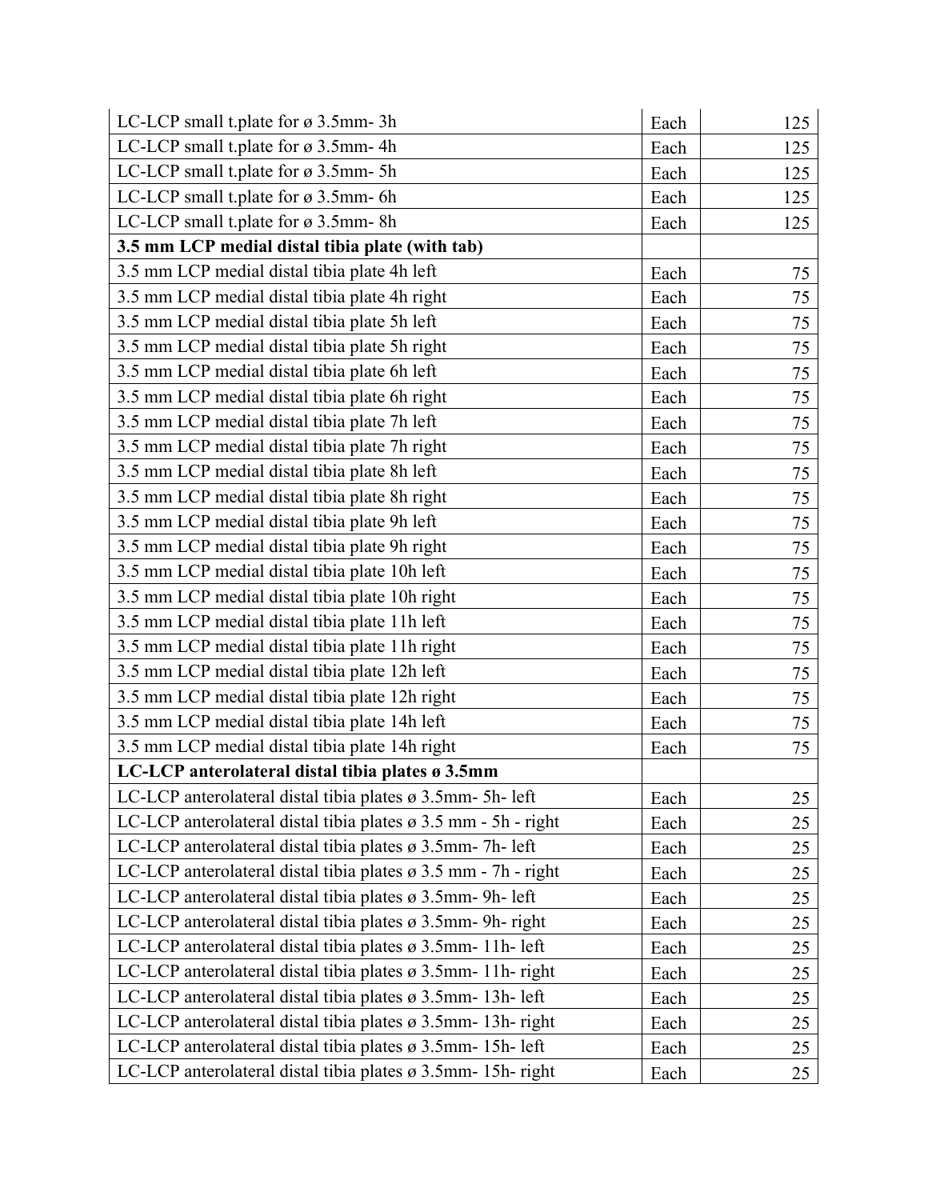| | | |
|---|---|---|
| LC-LCP small t.plate for ø 3.5mm- 3h | Each | 125 |
| LC-LCP small t.plate for ø 3.5mm- 4h | Each | 125 |
| LC-LCP small t.plate for ø 3.5mm- 5h | Each | 125 |
| LC-LCP small t.plate for ø 3.5mm- 6h | Each | 125 |
| LC-LCP small t.plate for ø 3.5mm- 8h | Each | 125 |
| **3.5 mm LCP medial distal tibia plate (with tab)** | | |
| 3.5 mm LCP medial distal tibia plate 4h left | Each | 75 |
| 3.5 mm LCP medial distal tibia plate 4h right | Each | 75 |
| 3.5 mm LCP medial distal tibia plate 5h left | Each | 75 |
| 3.5 mm LCP medial distal tibia plate 5h right | Each | 75 |
| 3.5 mm LCP medial distal tibia plate 6h left | Each | 75 |
| 3.5 mm LCP medial distal tibia plate 6h right | Each | 75 |
| 3.5 mm LCP medial distal tibia plate 7h left | Each | 75 |
| 3.5 mm LCP medial distal tibia plate 7h right | Each | 75 |
| 3.5 mm LCP medial distal tibia plate 8h left | Each | 75 |
| 3.5 mm LCP medial distal tibia plate 8h right | Each | 75 |
| 3.5 mm LCP medial distal tibia plate 9h left | Each | 75 |
| 3.5 mm LCP medial distal tibia plate 9h right | Each | 75 |
| 3.5 mm LCP medial distal tibia plate 10h left | Each | 75 |
| 3.5 mm LCP medial distal tibia plate 10h right | Each | 75 |
| 3.5 mm LCP medial distal tibia plate 11h left | Each | 75 |
| 3.5 mm LCP medial distal tibia plate 11h right | Each | 75 |
| 3.5 mm LCP medial distal tibia plate 12h left | Each | 75 |
| 3.5 mm LCP medial distal tibia plate 12h right | Each | 75 |
| 3.5 mm LCP medial distal tibia plate 14h left | Each | 75 |
| 3.5 mm LCP medial distal tibia plate 14h right | Each | 75 |
| **LC-LCP anterolateral distal tibia plates ø 3.5mm** | | |
| LC-LCP anterolateral distal tibia plates ø 3.5mm- 5h- left | Each | 25 |
| LC-LCP anterolateral distal tibia plates ø 3.5 mm - 5h - right | Each | 25 |
| LC-LCP anterolateral distal tibia plates ø 3.5mm- 7h- left | Each | 25 |
| LC-LCP anterolateral distal tibia plates ø 3.5 mm - 7h - right | Each | 25 |
| LC-LCP anterolateral distal tibia plates ø 3.5mm- 9h- left | Each | 25 |
| LC-LCP anterolateral distal tibia plates ø 3.5mm- 9h- right | Each | 25 |
| LC-LCP anterolateral distal tibia plates ø 3.5mm- 11h- left | Each | 25 |
| LC-LCP anterolateral distal tibia plates ø 3.5mm- 11h- right | Each | 25 |
| LC-LCP anterolateral distal tibia plates ø 3.5mm- 13h- left | Each | 25 |
| LC-LCP anterolateral distal tibia plates ø 3.5mm- 13h- right | Each | 25 |
| LC-LCP anterolateral distal tibia plates ø 3.5mm- 15h- left | Each | 25 |
| LC-LCP anterolateral distal tibia plates ø 3.5mm- 15h- right | Each | 25 |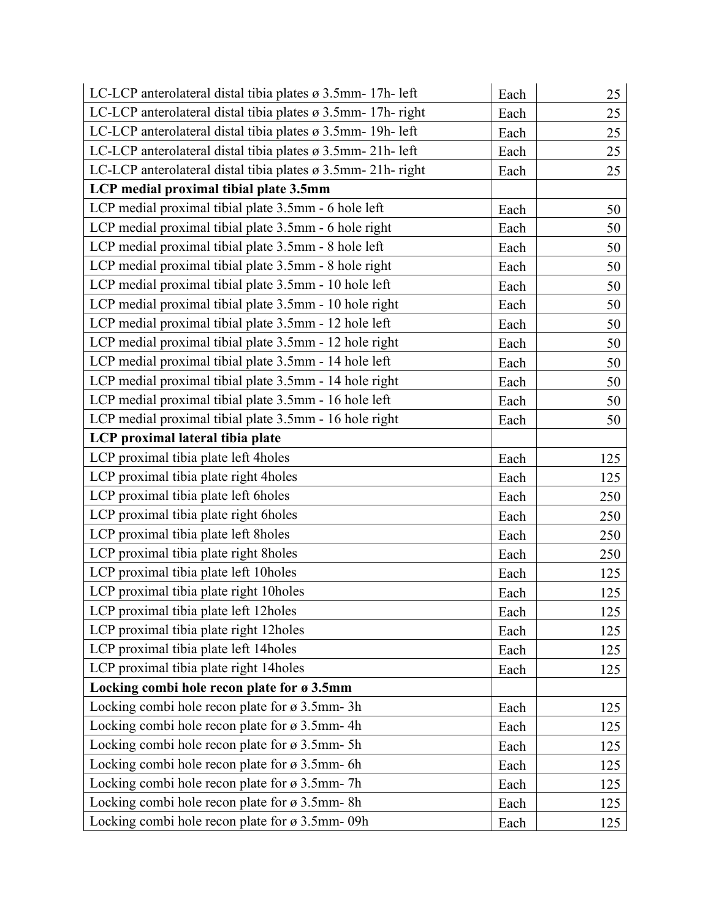| | | |
|---|---|---|
| LC-LCP anterolateral distal tibia plates ø 3.5mm- 17h- left | Each | 25 |
| LC-LCP anterolateral distal tibia plates ø 3.5mm- 17h- right | Each | 25 |
| LC-LCP anterolateral distal tibia plates ø 3.5mm- 19h- left | Each | 25 |
| LC-LCP anterolateral distal tibia plates ø 3.5mm- 21h- left | Each | 25 |
| LC-LCP anterolateral distal tibia plates ø 3.5mm- 21h- right | Each | 25 |
| **LCP medial proximal tibial plate 3.5mm** | | |
| LCP medial proximal tibial plate 3.5mm - 6 hole left | Each | 50 |
| LCP medial proximal tibial plate 3.5mm - 6 hole right | Each | 50 |
| LCP medial proximal tibial plate 3.5mm - 8 hole left | Each | 50 |
| LCP medial proximal tibial plate 3.5mm - 8 hole right | Each | 50 |
| LCP medial proximal tibial plate 3.5mm - 10 hole left | Each | 50 |
| LCP medial proximal tibial plate 3.5mm - 10 hole right | Each | 50 |
| LCP medial proximal tibial plate 3.5mm - 12 hole left | Each | 50 |
| LCP medial proximal tibial plate 3.5mm - 12 hole right | Each | 50 |
| LCP medial proximal tibial plate 3.5mm - 14 hole left | Each | 50 |
| LCP medial proximal tibial plate 3.5mm - 14 hole right | Each | 50 |
| LCP medial proximal tibial plate 3.5mm - 16 hole left | Each | 50 |
| LCP medial proximal tibial plate 3.5mm - 16 hole right | Each | 50 |
| **LCP proximal lateral tibia plate** | | |
| LCP proximal tibia plate left 4holes | Each | 125 |
| LCP proximal tibia plate right 4holes | Each | 125 |
| LCP proximal tibia plate left 6holes | Each | 250 |
| LCP proximal tibia plate right 6holes | Each | 250 |
| LCP proximal tibia plate left 8holes | Each | 250 |
| LCP proximal tibia plate right 8holes | Each | 250 |
| LCP proximal tibia plate left 10holes | Each | 125 |
| LCP proximal tibia plate right 10holes | Each | 125 |
| LCP proximal tibia plate left 12holes | Each | 125 |
| LCP proximal tibia plate right 12holes | Each | 125 |
| LCP proximal tibia plate left 14holes | Each | 125 |
| LCP proximal tibia plate right 14holes | Each | 125 |
| **Locking combi hole recon plate for ø 3.5mm** | | |
| Locking combi hole recon plate for ø 3.5mm- 3h | Each | 125 |
| Locking combi hole recon plate for ø 3.5mm- 4h | Each | 125 |
| Locking combi hole recon plate for ø 3.5mm- 5h | Each | 125 |
| Locking combi hole recon plate for ø 3.5mm- 6h | Each | 125 |
| Locking combi hole recon plate for ø 3.5mm- 7h | Each | 125 |
| Locking combi hole recon plate for ø 3.5mm- 8h | Each | 125 |
| Locking combi hole recon plate for ø 3.5mm- 09h | Each | 125 |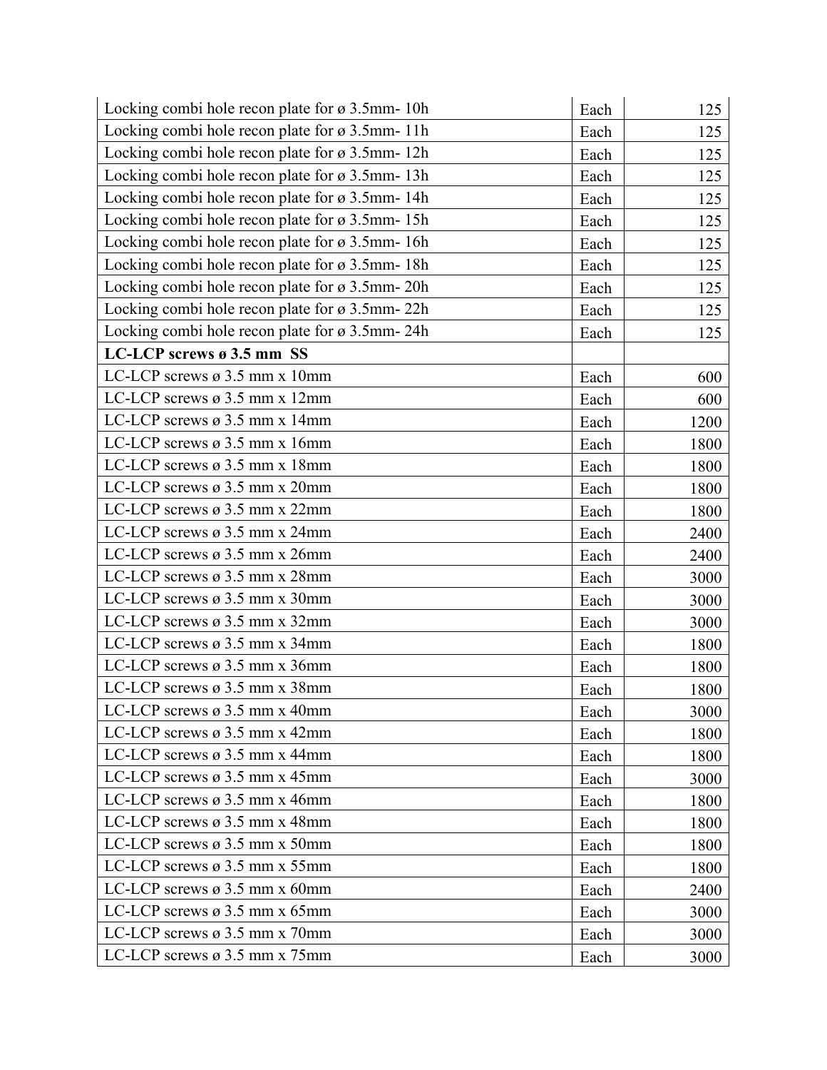| | | |
|---|---|---|
| Locking combi hole recon plate for ø 3.5mm- 10h | Each | 125 |
| Locking combi hole recon plate for ø 3.5mm- 11h | Each | 125 |
| Locking combi hole recon plate for ø 3.5mm- 12h | Each | 125 |
| Locking combi hole recon plate for ø 3.5mm- 13h | Each | 125 |
| Locking combi hole recon plate for ø 3.5mm- 14h | Each | 125 |
| Locking combi hole recon plate for ø 3.5mm- 15h | Each | 125 |
| Locking combi hole recon plate for ø 3.5mm- 16h | Each | 125 |
| Locking combi hole recon plate for ø 3.5mm- 18h | Each | 125 |
| Locking combi hole recon plate for ø 3.5mm- 20h | Each | 125 |
| Locking combi hole recon plate for ø 3.5mm- 22h | Each | 125 |
| Locking combi hole recon plate for ø 3.5mm- 24h | Each | 125 |
| **LC-LCP screws ø 3.5 mm SS** | | |
| LC-LCP screws ø 3.5 mm x 10mm | Each | 600 |
| LC-LCP screws ø 3.5 mm x 12mm | Each | 600 |
| LC-LCP screws ø 3.5 mm x 14mm | Each | 1200 |
| LC-LCP screws ø 3.5 mm x 16mm | Each | 1800 |
| LC-LCP screws ø 3.5 mm x 18mm | Each | 1800 |
| LC-LCP screws ø 3.5 mm x 20mm | Each | 1800 |
| LC-LCP screws ø 3.5 mm x 22mm | Each | 1800 |
| LC-LCP screws ø 3.5 mm x 24mm | Each | 2400 |
| LC-LCP screws ø 3.5 mm x 26mm | Each | 2400 |
| LC-LCP screws ø 3.5 mm x 28mm | Each | 3000 |
| LC-LCP screws ø 3.5 mm x 30mm | Each | 3000 |
| LC-LCP screws ø 3.5 mm x 32mm | Each | 3000 |
| LC-LCP screws ø 3.5 mm x 34mm | Each | 1800 |
| LC-LCP screws ø 3.5 mm x 36mm | Each | 1800 |
| LC-LCP screws ø 3.5 mm x 38mm | Each | 1800 |
| LC-LCP screws ø 3.5 mm x 40mm | Each | 3000 |
| LC-LCP screws ø 3.5 mm x 42mm | Each | 1800 |
| LC-LCP screws ø 3.5 mm x 44mm | Each | 1800 |
| LC-LCP screws ø 3.5 mm x 45mm | Each | 3000 |
| LC-LCP screws ø 3.5 mm x 46mm | Each | 1800 |
| LC-LCP screws ø 3.5 mm x 48mm | Each | 1800 |
| LC-LCP screws ø 3.5 mm x 50mm | Each | 1800 |
| LC-LCP screws ø 3.5 mm x 55mm | Each | 1800 |
| LC-LCP screws ø 3.5 mm x 60mm | Each | 2400 |
| LC-LCP screws ø 3.5 mm x 65mm | Each | 3000 |
| LC-LCP screws ø 3.5 mm x 70mm | Each | 3000 |
| LC-LCP screws ø 3.5 mm x 75mm | Each | 3000 |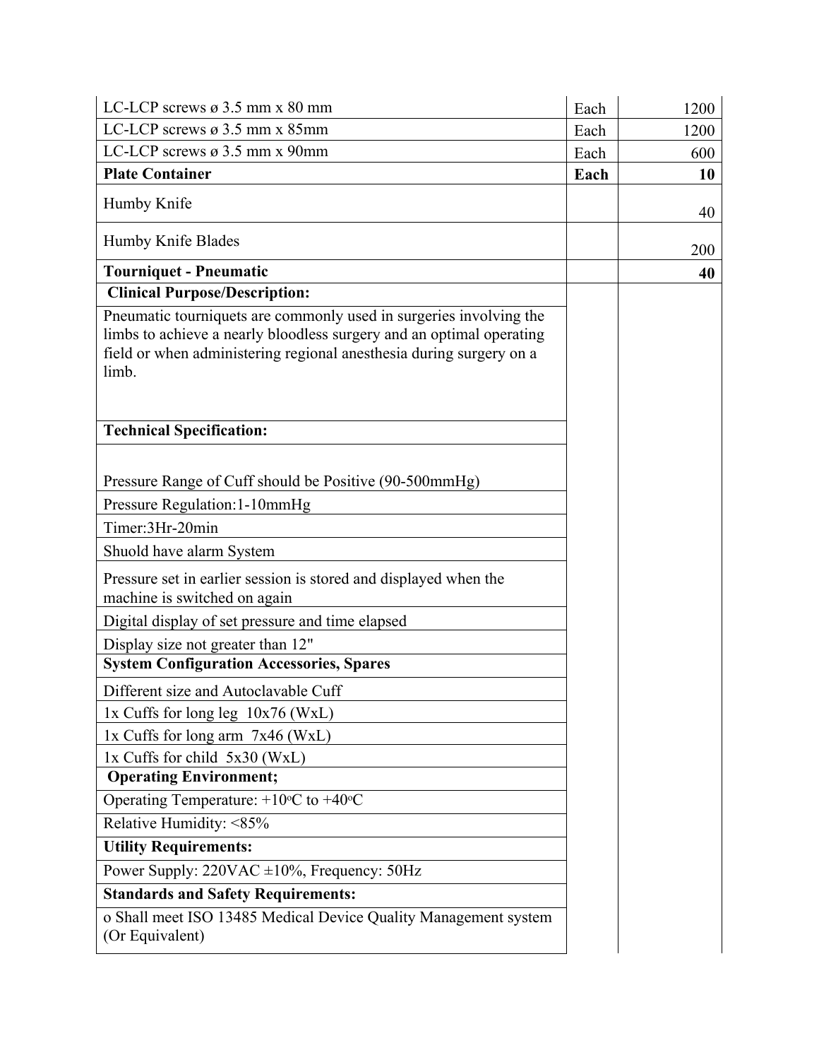| | | |
|---|---|---|
| LC-LCP screws ø 3.5 mm x 80 mm | Each | 1200 |
| LC-LCP screws ø 3.5 mm x 85mm | Each | 1200 |
| LC-LCP screws ø 3.5 mm x 90mm | Each | 600 |
| **Plate Container** | **Each** | **10** |
| Humby Knife | | 40 |
| Humby Knife Blades | | 200 |
| **Tourniquet - Pneumatic** | | **40** |
| **Clinical Purpose/Description:** | | |
| Pneumatic tourniquets are commonly used in surgeries involving the limbs to achieve a nearly bloodless surgery and an optimal operating field or when administering regional anesthesia during surgery on a limb. | | |
| **Technical Specification:** | | |
| Pressure Range of Cuff should be Positive (90-500mmHg) | | |
| Pressure Regulation:1-10mmHg | | |
| Timer:3Hr-20min | | |
| Shuold have alarm System | | |
| Pressure set in earlier session is stored and displayed when the machine is switched on again | | |
| Digital display of set pressure and time elapsed | | |
| Display size not greater than 12" | | |
| **System Configuration Accessories, Spares** | | |
| Different size and Autoclavable Cuff | | |
| 1x Cuffs for long leg 10x76 (WxL) | | |
| 1x Cuffs for long arm 7x46 (WxL) | | |
| 1x Cuffs for child 5x30 (WxL) | | |
| **Operating Environment;** | | |
| Operating Temperature: +10°C to +40°C | | |
| Relative Humidity: <85% | | |
| **Utility Requirements:** | | |
| Power Supply: 220VAC ±10%, Frequency: 50Hz | | |
| **Standards and Safety Requirements:** | | |
| o Shall meet ISO 13485 Medical Device Quality Management system (Or Equivalent) | | |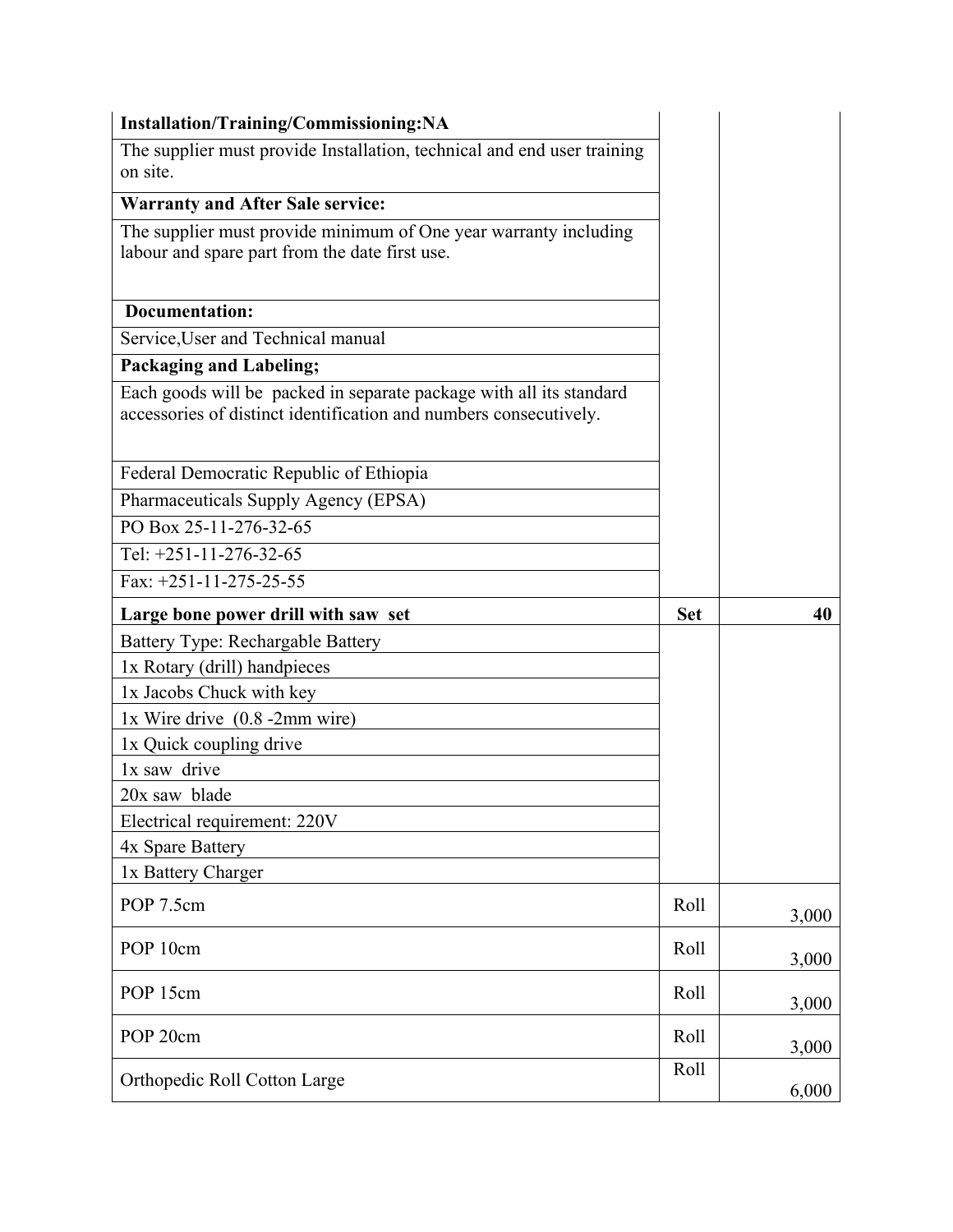| | | |
|---|---|---|
| **Installation/Training/Commissioning:NA** | | |
| The supplier must provide Installation, technical and end user training on site. | | |
| **Warranty and After Sale service:** | | |
| The supplier must provide minimum of One year warranty including labour and spare part from the date first use. | | |
| **Documentation:** | | |
| Service,User and Technical manual | | |
| **Packaging and Labeling;** | | |
| Each goods will be packed in separate package with all its standard accessories of distinct identification and numbers consecutively. | | |
| Federal Democratic Republic of Ethiopia | | |
| Pharmaceuticals Supply Agency (EPSA) | | |
| PO Box 25-11-276-32-65 | | |
| Tel: +251-11-276-32-65 | | |
| Fax: +251-11-275-25-55 | | |
| **Large bone power drill with saw set** | **Set** | **40** |
| Battery Type: Rechargable Battery | | |
| 1x Rotary (drill) handpieces | | |
| 1x Jacobs Chuck with key | | |
| 1x Wire drive (0.8 -2mm wire) | | |
| 1x Quick coupling drive | | |
| 1x saw drive | | |
| 20x saw blade | | |
| Electrical requirement: 220V | | |
| 4x Spare Battery | | |
| 1x Battery Charger | | |
| POP 7.5cm | Roll | 3,000 |
| POP 10cm | Roll | 3,000 |
| POP 15cm | Roll | 3,000 |
| POP 20cm | Roll | 3,000 |
| Orthopedic Roll Cotton Large | Roll | 6,000 |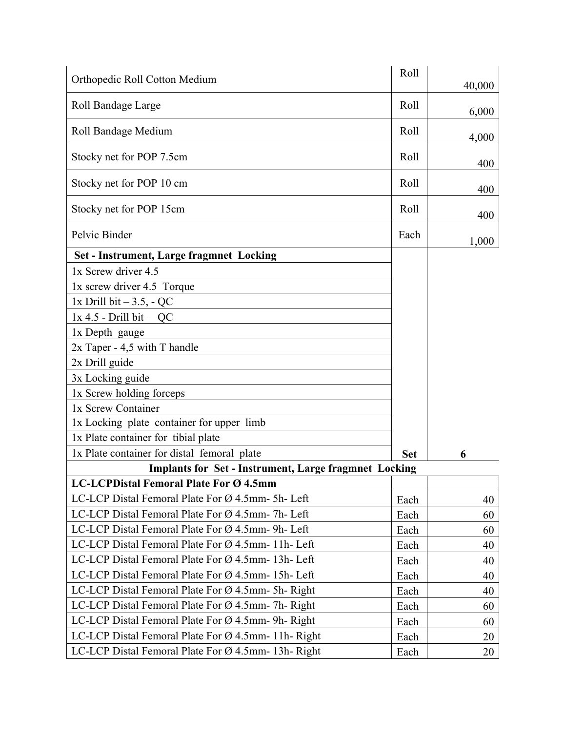| | | |
|---|---|---|
| Orthopedic Roll Cotton Medium | Roll | 40,000 |
| Roll Bandage Large | Roll | 6,000 |
| Roll Bandage Medium | Roll | 4,000 |
| Stocky net for POP 7.5cm | Roll | 400 |
| Stocky net for POP 10 cm | Roll | 400 |
| Stocky net for POP 15cm | Roll | 400 |
| Pelvic Binder | Each | 1,000 |
| **Set - Instrument, Large fragmnet Locking** | | |
| 1x Screw driver 4.5 | | |
| 1x screw driver 4.5 Torque | | |
| 1x Drill bit – 3.5, - QC | | |
| 1x 4.5 - Drill bit – QC | | |
| 1x Depth gauge | | |
| 2x Taper - 4,5 with T handle | | |
| 2x Drill guide | | |
| 3x Locking guide | | |
| 1x Screw holding forceps | | |
| 1x Screw Container | | |
| 1x Locking plate container for upper limb | | |
| 1x Plate container for tibial plate | | |
| 1x Plate container for distal femoral plate | **Set** | **6** |
| **Implants for Set - Instrument, Large fragmnet Locking** | | |
| **LC-LCPDistal Femoral Plate For Ø 4.5mm** | | |
| LC-LCP Distal Femoral Plate For Ø 4.5mm- 5h- Left | Each | 40 |
| LC-LCP Distal Femoral Plate For Ø 4.5mm- 7h- Left | Each | 60 |
| LC-LCP Distal Femoral Plate For Ø 4.5mm- 9h- Left | Each | 60 |
| LC-LCP Distal Femoral Plate For Ø 4.5mm- 11h- Left | Each | 40 |
| LC-LCP Distal Femoral Plate For Ø 4.5mm- 13h- Left | Each | 40 |
| LC-LCP Distal Femoral Plate For Ø 4.5mm- 15h- Left | Each | 40 |
| LC-LCP Distal Femoral Plate For Ø 4.5mm- 5h- Right | Each | 40 |
| LC-LCP Distal Femoral Plate For Ø 4.5mm- 7h- Right | Each | 60 |
| LC-LCP Distal Femoral Plate For Ø 4.5mm- 9h- Right | Each | 60 |
| LC-LCP Distal Femoral Plate For Ø 4.5mm- 11h- Right | Each | 20 |
| LC-LCP Distal Femoral Plate For Ø 4.5mm- 13h- Right | Each | 20 |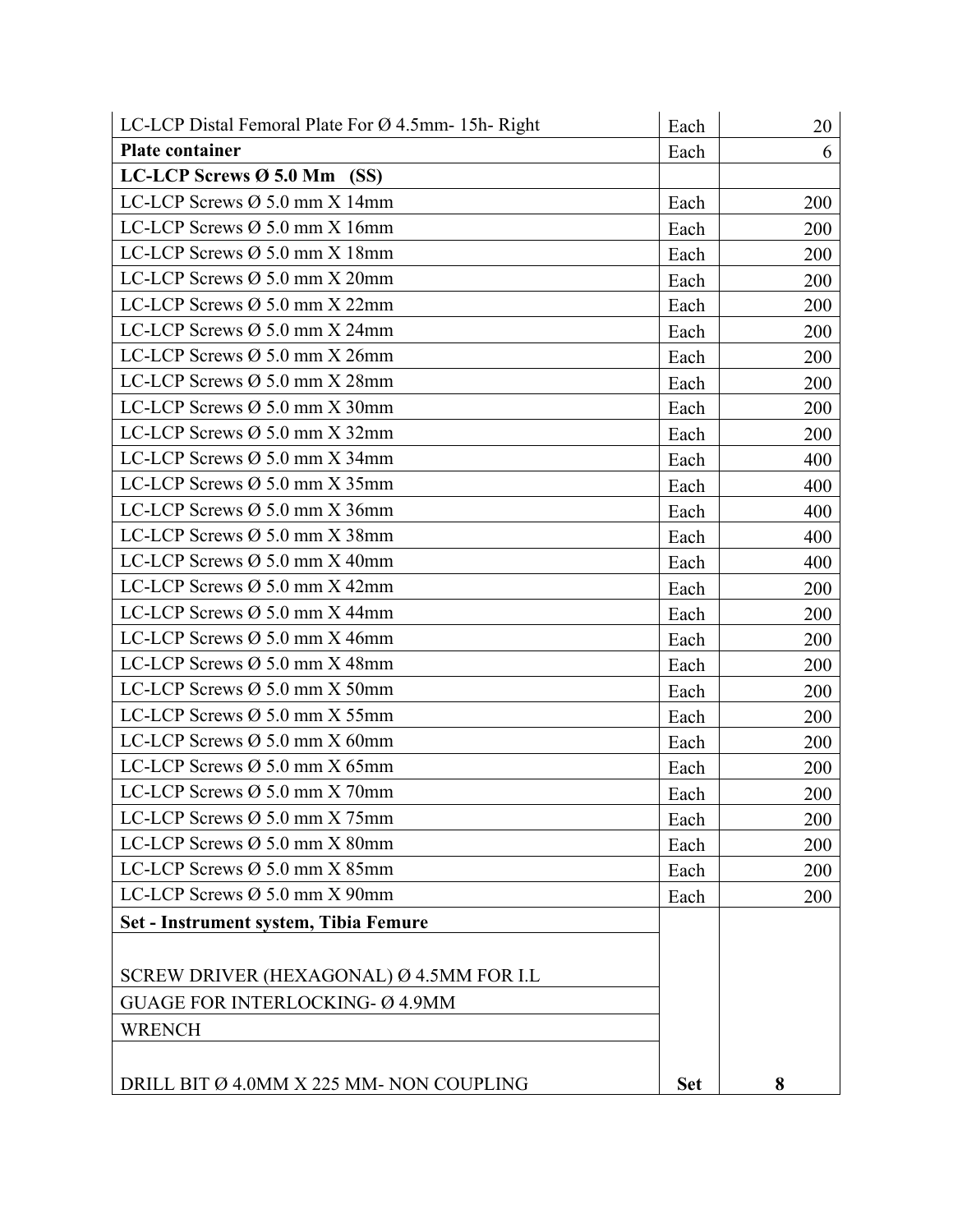| | | |
|---|---|---|
| LC-LCP Distal Femoral Plate For Ø 4.5mm- 15h- Right | Each | 20 |
| **Plate container** | Each | 6 |
| **LC-LCP Screws Ø 5.0 Mm (SS)** | | |
| LC-LCP Screws Ø 5.0 mm X 14mm | Each | 200 |
| LC-LCP Screws Ø 5.0 mm X 16mm | Each | 200 |
| LC-LCP Screws Ø 5.0 mm X 18mm | Each | 200 |
| LC-LCP Screws Ø 5.0 mm X 20mm | Each | 200 |
| LC-LCP Screws Ø 5.0 mm X 22mm | Each | 200 |
| LC-LCP Screws Ø 5.0 mm X 24mm | Each | 200 |
| LC-LCP Screws Ø 5.0 mm X 26mm | Each | 200 |
| LC-LCP Screws Ø 5.0 mm X 28mm | Each | 200 |
| LC-LCP Screws Ø 5.0 mm X 30mm | Each | 200 |
| LC-LCP Screws Ø 5.0 mm X 32mm | Each | 200 |
| LC-LCP Screws Ø 5.0 mm X 34mm | Each | 400 |
| LC-LCP Screws Ø 5.0 mm X 35mm | Each | 400 |
| LC-LCP Screws Ø 5.0 mm X 36mm | Each | 400 |
| LC-LCP Screws Ø 5.0 mm X 38mm | Each | 400 |
| LC-LCP Screws Ø 5.0 mm X 40mm | Each | 400 |
| LC-LCP Screws Ø 5.0 mm X 42mm | Each | 200 |
| LC-LCP Screws Ø 5.0 mm X 44mm | Each | 200 |
| LC-LCP Screws Ø 5.0 mm X 46mm | Each | 200 |
| LC-LCP Screws Ø 5.0 mm X 48mm | Each | 200 |
| LC-LCP Screws Ø 5.0 mm X 50mm | Each | 200 |
| LC-LCP Screws Ø 5.0 mm X 55mm | Each | 200 |
| LC-LCP Screws Ø 5.0 mm X 60mm | Each | 200 |
| LC-LCP Screws Ø 5.0 mm X 65mm | Each | 200 |
| LC-LCP Screws Ø 5.0 mm X 70mm | Each | 200 |
| LC-LCP Screws Ø 5.0 mm X 75mm | Each | 200 |
| LC-LCP Screws Ø 5.0 mm X 80mm | Each | 200 |
| LC-LCP Screws Ø 5.0 mm X 85mm | Each | 200 |
| LC-LCP Screws Ø 5.0 mm X 90mm | Each | 200 |
| **Set - Instrument system, Tibia Femure**<br><br>SCREW DRIVER (HEXAGONAL) Ø 4.5MM FOR I.L | | |
| GUAGE FOR INTERLOCKING- Ø 4.9MM | | |
| WRENCH | | |
| DRILL BIT Ø 4.0MM X 225 MM- NON COUPLING | **Set** | **8** |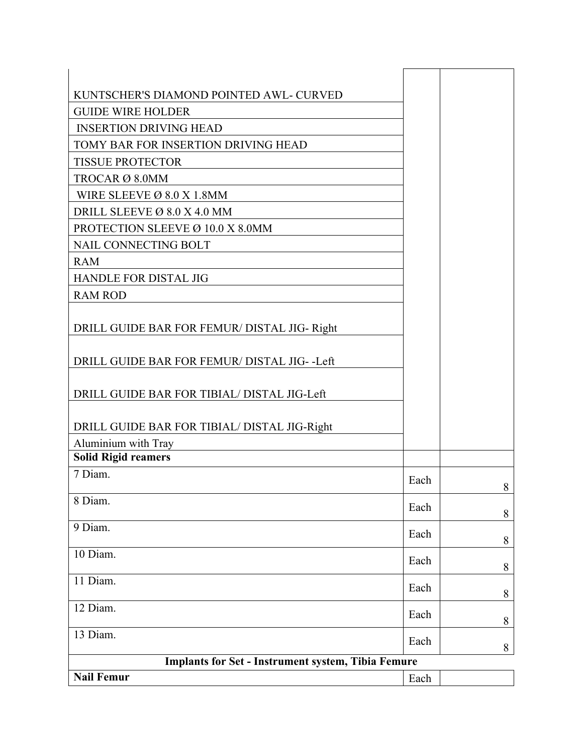| | | |
|---|---|---|
| KUNTSCHER'S DIAMOND POINTED AWL- CURVED | | |
| GUIDE WIRE HOLDER | | |
| INSERTION DRIVING HEAD | | |
| TOMY BAR FOR INSERTION DRIVING HEAD | | |
| TISSUE PROTECTOR | | |
| TROCAR Ø 8.0MM | | |
| WIRE SLEEVE Ø 8.0 X 1.8MM | | |
| DRILL SLEEVE Ø 8.0 X 4.0 MM | | |
| PROTECTION SLEEVE Ø 10.0 X 8.0MM | | |
| NAIL CONNECTING BOLT | | |
| RAM | | |
| HANDLE FOR DISTAL JIG | | |
| RAM ROD | | |
| DRILL GUIDE BAR FOR FEMUR/ DISTAL JIG- Right | | |
| DRILL GUIDE BAR FOR FEMUR/ DISTAL JIG- -Left | | |
| DRILL GUIDE BAR FOR TIBIAL/ DISTAL JIG-Left | | |
| DRILL GUIDE BAR FOR TIBIAL/ DISTAL JIG-Right | | |
| Aluminium with Tray | | |
| **Solid Rigid reamers** | | |
| 7 Diam. | Each | 8 |
| 8 Diam. | Each | 8 |
| 9 Diam. | Each | 8 |
| 10 Diam. | Each | 8 |
| 11 Diam. | Each | 8 |
| 12 Diam. | Each | 8 |
| 13 Diam. | Each | 8 |
| **Implants for Set - Instrument system, Tibia Femure** | | |
| **Nail Femur** | Each | |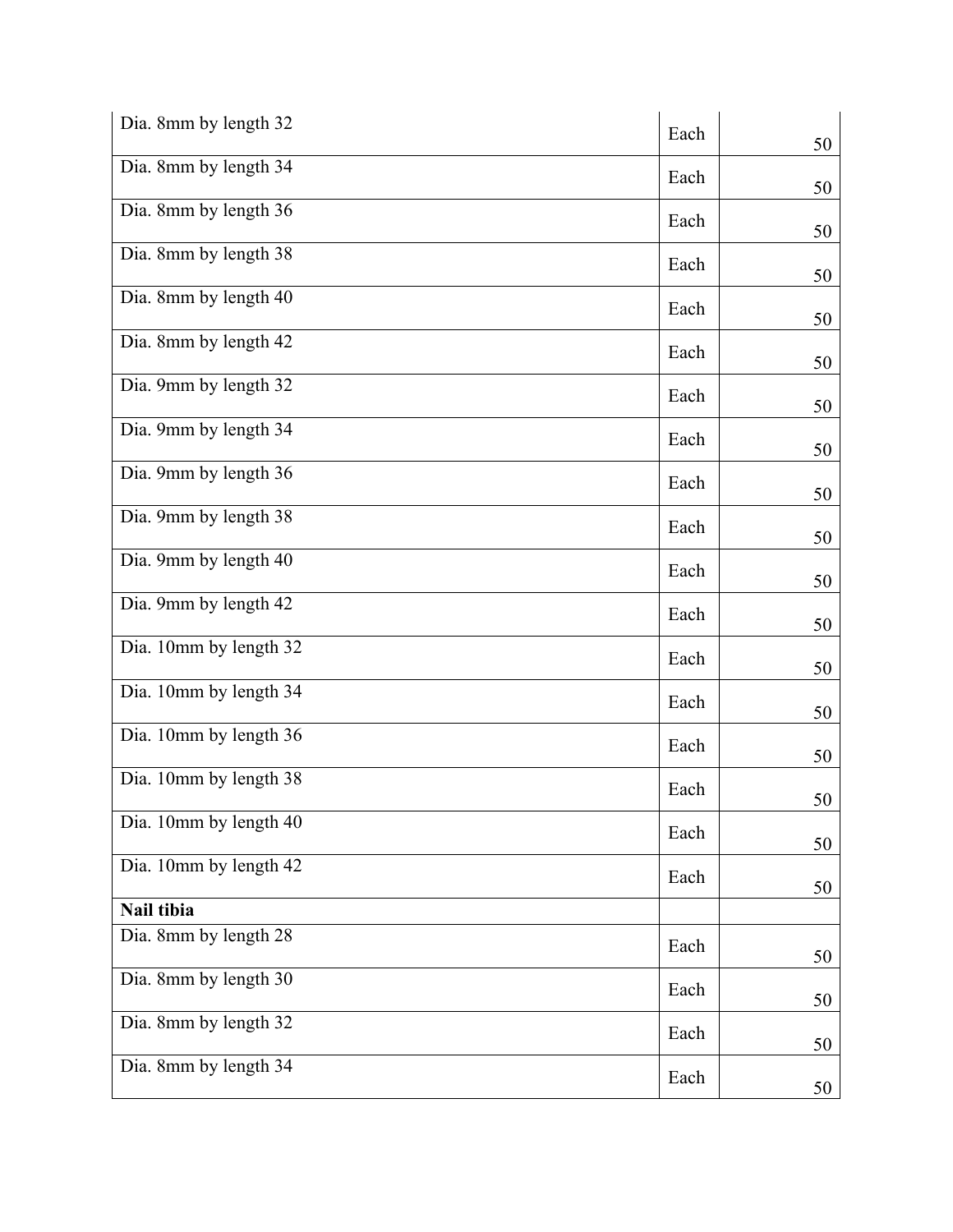| | | |
|---|---|---|
| Dia. 8mm by length 32 | Each | 50 |
| Dia. 8mm by length 34 | Each | 50 |
| Dia. 8mm by length 36 | Each | 50 |
| Dia. 8mm by length 38 | Each | 50 |
| Dia. 8mm by length 40 | Each | 50 |
| Dia. 8mm by length 42 | Each | 50 |
| Dia. 9mm by length 32 | Each | 50 |
| Dia. 9mm by length 34 | Each | 50 |
| Dia. 9mm by length 36 | Each | 50 |
| Dia. 9mm by length 38 | Each | 50 |
| Dia. 9mm by length 40 | Each | 50 |
| Dia. 9mm by length 42 | Each | 50 |
| Dia. 10mm by length 32 | Each | 50 |
| Dia. 10mm by length 34 | Each | 50 |
| Dia. 10mm by length 36 | Each | 50 |
| Dia. 10mm by length 38 | Each | 50 |
| Dia. 10mm by length 40 | Each | 50 |
| Dia. 10mm by length 42 | Each | 50 |
| **Nail tibia** | | |
| Dia. 8mm by length 28 | Each | 50 |
| Dia. 8mm by length 30 | Each | 50 |
| Dia. 8mm by length 32 | Each | 50 |
| Dia. 8mm by length 34 | Each | 50 |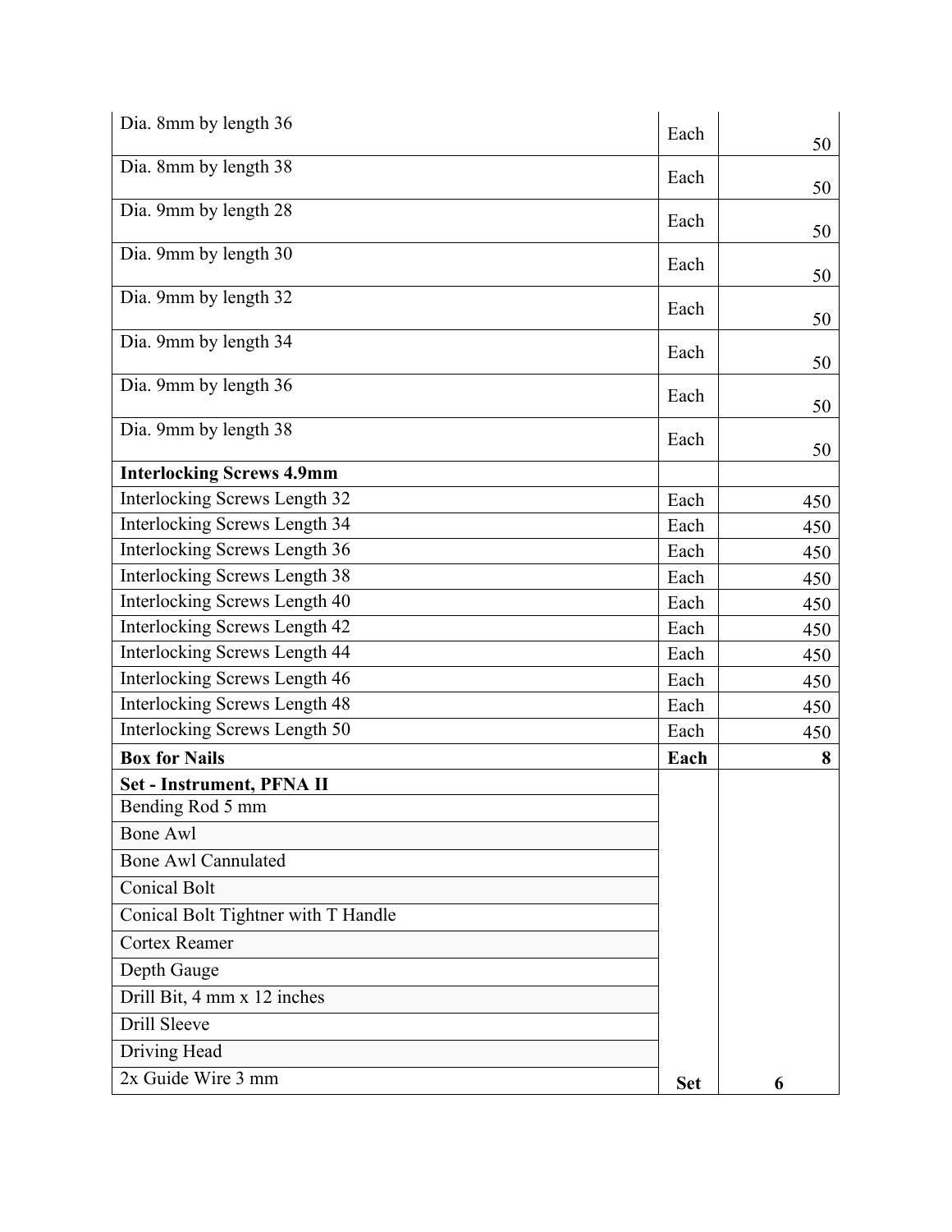| | | |
|---|---|---|
| Dia. 8mm by length 36 | Each | 50 |
| Dia. 8mm by length 38 | Each | 50 |
| Dia. 9mm by length 28 | Each | 50 |
| Dia. 9mm by length 30 | Each | 50 |
| Dia. 9mm by length 32 | Each | 50 |
| Dia. 9mm by length 34 | Each | 50 |
| Dia. 9mm by length 36 | Each | 50 |
| Dia. 9mm by length 38 | Each | 50 |
| **Interlocking Screws 4.9mm** | | |
| Interlocking Screws Length 32 | Each | 450 |
| Interlocking Screws Length 34 | Each | 450 |
| Interlocking Screws Length 36 | Each | 450 |
| Interlocking Screws Length 38 | Each | 450 |
| Interlocking Screws Length 40 | Each | 450 |
| Interlocking Screws Length 42 | Each | 450 |
| Interlocking Screws Length 44 | Each | 450 |
| Interlocking Screws Length 46 | Each | 450 |
| Interlocking Screws Length 48 | Each | 450 |
| Interlocking Screws Length 50 | Each | 450 |
| **Box for Nails** | **Each** | **8** |
| **Set - Instrument, PFNA II** | | |
| Bending Rod 5 mm | | |
| Bone Awl | | |
| Bone Awl Cannulated | | |
| Conical Bolt | | |
| Conical Bolt Tightner with T Handle | | |
| Cortex Reamer | | |
| Depth Gauge | | |
| Drill Bit, 4 mm x 12 inches | | |
| Drill Sleeve | | |
| Driving Head | | |
| 2x Guide Wire 3 mm | **Set** | **6** |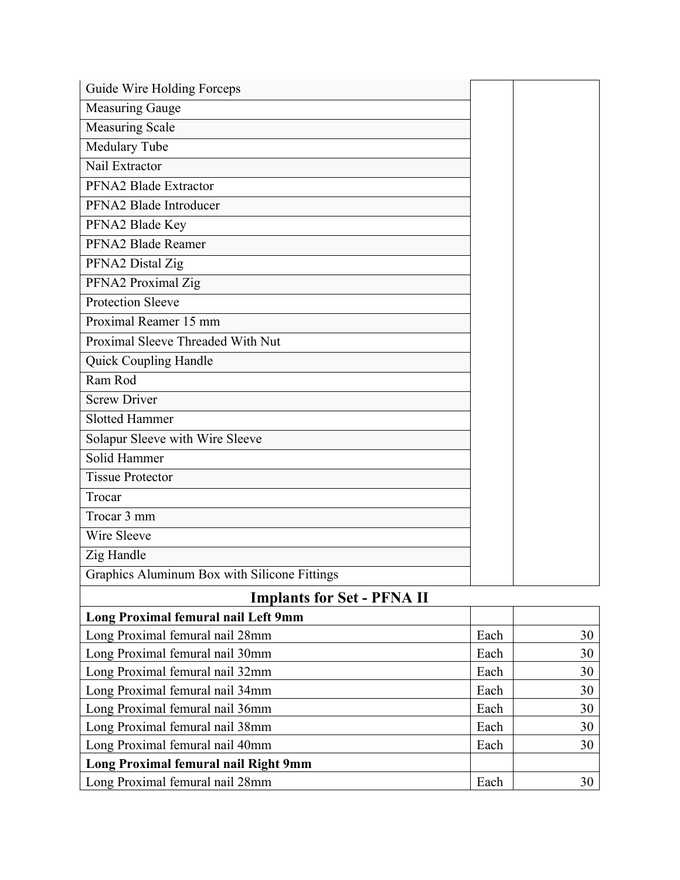| | | |
|---|---|---|
| Guide Wire Holding Forceps | | |
| Measuring Gauge | | |
| Measuring Scale | | |
| Medulary Tube | | |
| Nail Extractor | | |
| PFNA2 Blade Extractor | | |
| PFNA2 Blade Introducer | | |
| PFNA2 Blade Key | | |
| PFNA2 Blade Reamer | | |
| PFNA2 Distal Zig | | |
| PFNA2 Proximal Zig | | |
| Protection Sleeve | | |
| Proximal Reamer 15 mm | | |
| Proximal Sleeve Threaded With Nut | | |
| Quick Coupling Handle | | |
| Ram Rod | | |
| Screw Driver | | |
| Slotted Hammer | | |
| Solapur Sleeve with Wire Sleeve | | |
| Solid Hammer | | |
| Tissue Protector | | |
| Trocar | | |
| Trocar 3 mm | | |
| Wire Sleeve | | |
| Zig Handle | | |
| Graphics Aluminum Box with Silicone Fittings | | |

## Implants for Set - PFNA II

| | | |
|---|---|---|
| **Long Proximal femural nail Left 9mm** | | |
| Long Proximal femural nail 28mm | Each | 30 |
| Long Proximal femural nail 30mm | Each | 30 |
| Long Proximal femural nail 32mm | Each | 30 |
| Long Proximal femural nail 34mm | Each | 30 |
| Long Proximal femural nail 36mm | Each | 30 |
| Long Proximal femural nail 38mm | Each | 30 |
| Long Proximal femural nail 40mm | Each | 30 |
| **Long Proximal femural nail Right 9mm** | | |
| Long Proximal femural nail 28mm | Each | 30 |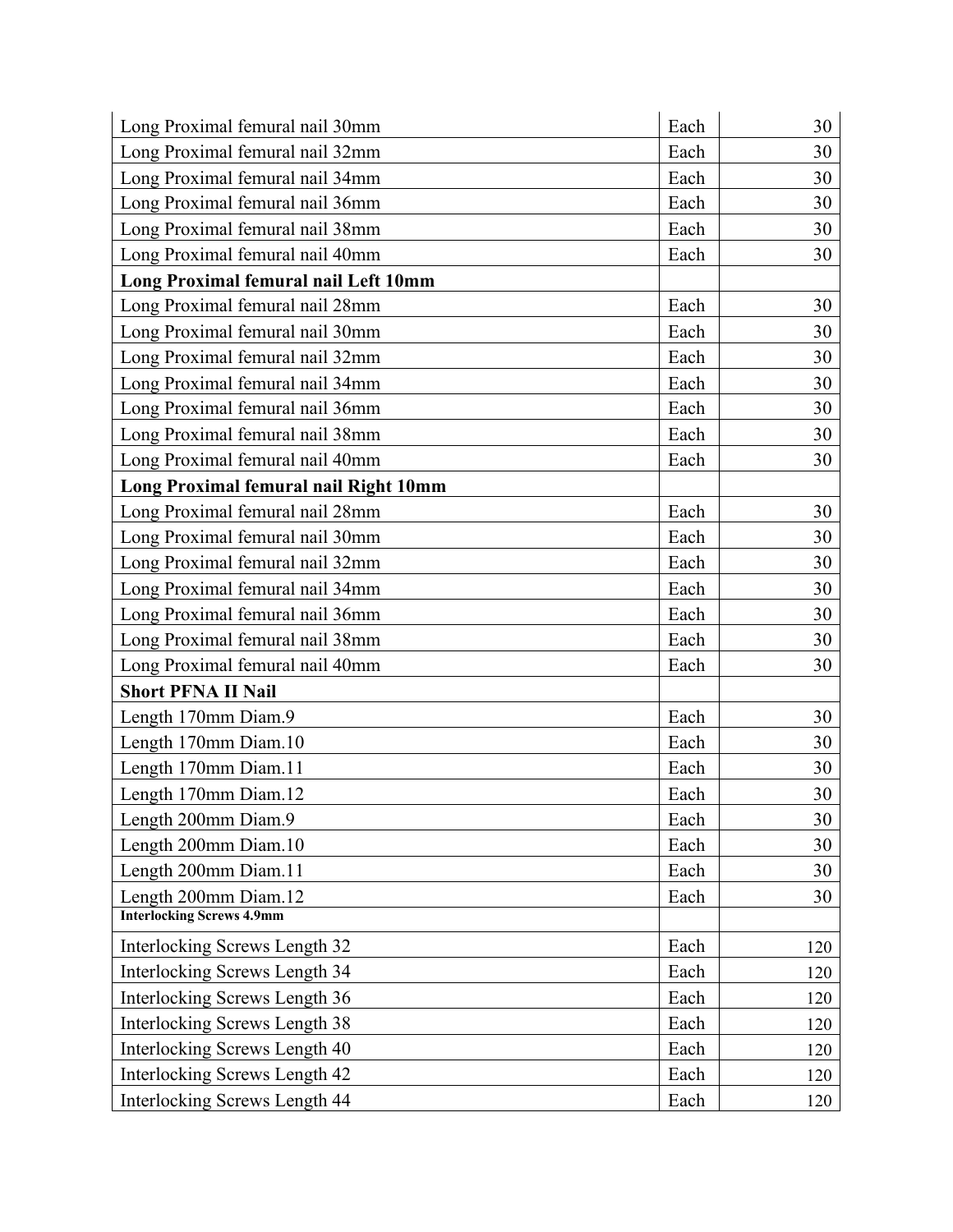| | | |
|---|---|---|
| Long Proximal femural nail 30mm | Each | 30 |
| Long Proximal femural nail 32mm | Each | 30 |
| Long Proximal femural nail 34mm | Each | 30 |
| Long Proximal femural nail 36mm | Each | 30 |
| Long Proximal femural nail 38mm | Each | 30 |
| Long Proximal femural nail 40mm | Each | 30 |
| **Long Proximal femural nail Left 10mm** | | |
| Long Proximal femural nail 28mm | Each | 30 |
| Long Proximal femural nail 30mm | Each | 30 |
| Long Proximal femural nail 32mm | Each | 30 |
| Long Proximal femural nail 34mm | Each | 30 |
| Long Proximal femural nail 36mm | Each | 30 |
| Long Proximal femural nail 38mm | Each | 30 |
| Long Proximal femural nail 40mm | Each | 30 |
| **Long Proximal femural nail Right 10mm** | | |
| Long Proximal femural nail 28mm | Each | 30 |
| Long Proximal femural nail 30mm | Each | 30 |
| Long Proximal femural nail 32mm | Each | 30 |
| Long Proximal femural nail 34mm | Each | 30 |
| Long Proximal femural nail 36mm | Each | 30 |
| Long Proximal femural nail 38mm | Each | 30 |
| Long Proximal femural nail 40mm | Each | 30 |
| **Short PFNA II Nail** | | |
| Length 170mm Diam.9 | Each | 30 |
| Length 170mm Diam.10 | Each | 30 |
| Length 170mm Diam.11 | Each | 30 |
| Length 170mm Diam.12 | Each | 30 |
| Length 200mm Diam.9 | Each | 30 |
| Length 200mm Diam.10 | Each | 30 |
| Length 200mm Diam.11 | Each | 30 |
| Length 200mm Diam.12 | Each | 30 |
| **Interlocking Screws 4.9mm** | | |
| Interlocking Screws Length 32 | Each | 120 |
| Interlocking Screws Length 34 | Each | 120 |
| Interlocking Screws Length 36 | Each | 120 |
| Interlocking Screws Length 38 | Each | 120 |
| Interlocking Screws Length 40 | Each | 120 |
| Interlocking Screws Length 42 | Each | 120 |
| Interlocking Screws Length 44 | Each | 120 |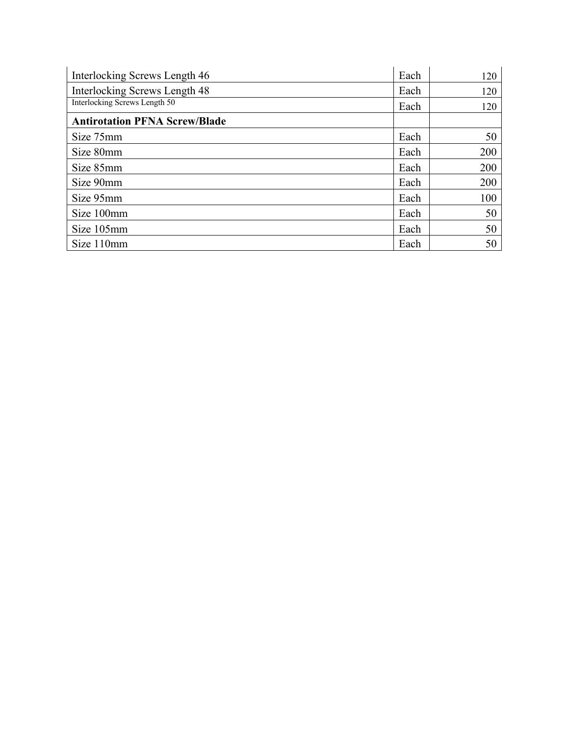| | | |
|---|---|---|
| Interlocking Screws Length 46 | Each | 120 |
| Interlocking Screws Length 48 | Each | 120 |
| Interlocking Screws Length 50 | Each | 120 |
| **Antirotation PFNA Screw/Blade** | | |
| Size 75mm | Each | 50 |
| Size 80mm | Each | 200 |
| Size 85mm | Each | 200 |
| Size 90mm | Each | 200 |
| Size 95mm | Each | 100 |
| Size 100mm | Each | 50 |
| Size 105mm | Each | 50 |
| Size 110mm | Each | 50 |